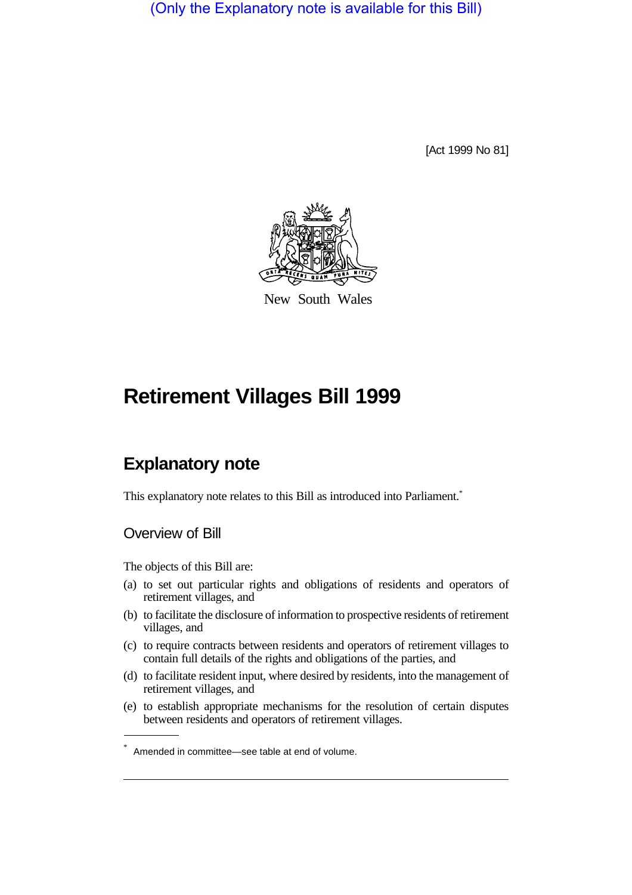(Only the Explanatory note is available for this Bill)

[Act 1999 No 81]

New South Wales

# Retirement Villages Bill 1999

## Explanatory note

This explanatory note relates to this Bill as introduced into Parliament.*

### Overview of Bill

The objects of this Bill are:

(a) to set out particular rights and obligations of residents and operators of retirement villages, and

(b) to facilitate the disclosure of information to prospective residents of retirement villages, and

(c) to require contracts between residents and operators of retirement villages to contain full details of the rights and obligations of the parties, and

(d) to facilitate resident input, where desired by residents, into the management of retirement villages, and

(e) to establish appropriate mechanisms for the resolution of certain disputes between residents and operators of retirement villages.

* Amended in committee—see table at end of volume.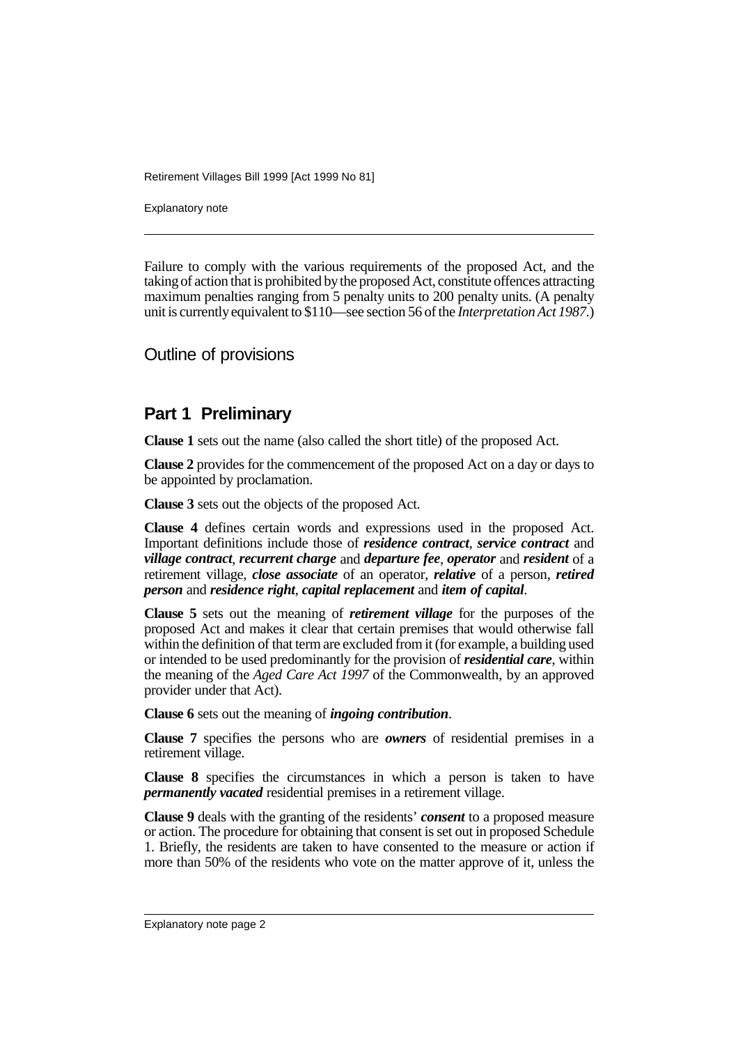Failure to comply with the various requirements of the proposed Act, and the taking of action that is prohibited by the proposed Act, constitute offences attracting maximum penalties ranging from 5 penalty units to 200 penalty units. (A penalty unit is currently equivalent to $110—see section 56 of the *Interpretation Act 1987*.)

## Outline of provisions

### Part 1 Preliminary

**Clause 1** sets out the name (also called the short title) of the proposed Act.

**Clause 2** provides for the commencement of the proposed Act on a day or days to be appointed by proclamation.

**Clause 3** sets out the objects of the proposed Act.

**Clause 4** defines certain words and expressions used in the proposed Act. Important definitions include those of ***residence contract***, ***service contract*** and ***village contract***, ***recurrent charge*** and ***departure fee***, ***operator*** and ***resident*** of a retirement village, ***close associate*** of an operator, ***relative*** of a person, ***retired person*** and ***residence right***, ***capital replacement*** and ***item of capital***.

**Clause 5** sets out the meaning of ***retirement village*** for the purposes of the proposed Act and makes it clear that certain premises that would otherwise fall within the definition of that term are excluded from it (for example, a building used or intended to be used predominantly for the provision of ***residential care***, within the meaning of the *Aged Care Act 1997* of the Commonwealth, by an approved provider under that Act).

**Clause 6** sets out the meaning of ***ingoing contribution***.

**Clause 7** specifies the persons who are ***owners*** of residential premises in a retirement village.

**Clause 8** specifies the circumstances in which a person is taken to have ***permanently vacated*** residential premises in a retirement village.

**Clause 9** deals with the granting of the residents' ***consent*** to a proposed measure or action. The procedure for obtaining that consent is set out in proposed Schedule 1. Briefly, the residents are taken to have consented to the measure or action if more than 50% of the residents who vote on the matter approve of it, unless the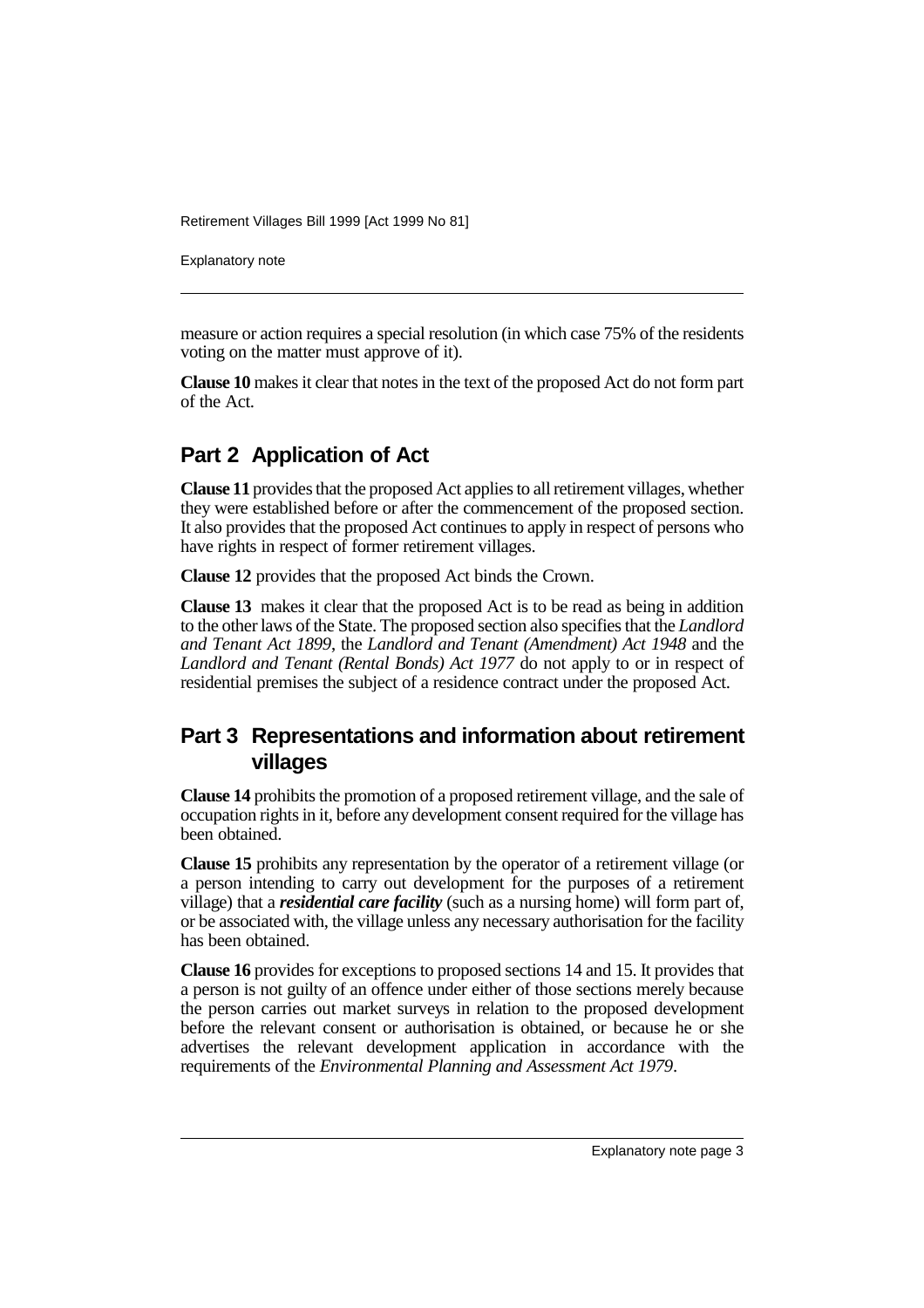measure or action requires a special resolution (in which case 75% of the residents voting on the matter must approve of it).

**Clause 10** makes it clear that notes in the text of the proposed Act do not form part of the Act.

## Part 2 Application of Act

**Clause 11** provides that the proposed Act applies to all retirement villages, whether they were established before or after the commencement of the proposed section. It also provides that the proposed Act continues to apply in respect of persons who have rights in respect of former retirement villages.

**Clause 12** provides that the proposed Act binds the Crown.

**Clause 13** makes it clear that the proposed Act is to be read as being in addition to the other laws of the State. The proposed section also specifies that the *Landlord and Tenant Act 1899*, the *Landlord and Tenant (Amendment) Act 1948* and the *Landlord and Tenant (Rental Bonds) Act 1977* do not apply to or in respect of residential premises the subject of a residence contract under the proposed Act.

## Part 3 Representations and information about retirement villages

**Clause 14** prohibits the promotion of a proposed retirement village, and the sale of occupation rights in it, before any development consent required for the village has been obtained.

**Clause 15** prohibits any representation by the operator of a retirement village (or a person intending to carry out development for the purposes of a retirement village) that a ***residential care facility*** (such as a nursing home) will form part of, or be associated with, the village unless any necessary authorisation for the facility has been obtained.

**Clause 16** provides for exceptions to proposed sections 14 and 15. It provides that a person is not guilty of an offence under either of those sections merely because the person carries out market surveys in relation to the proposed development before the relevant consent or authorisation is obtained, or because he or she advertises the relevant development application in accordance with the requirements of the *Environmental Planning and Assessment Act 1979*.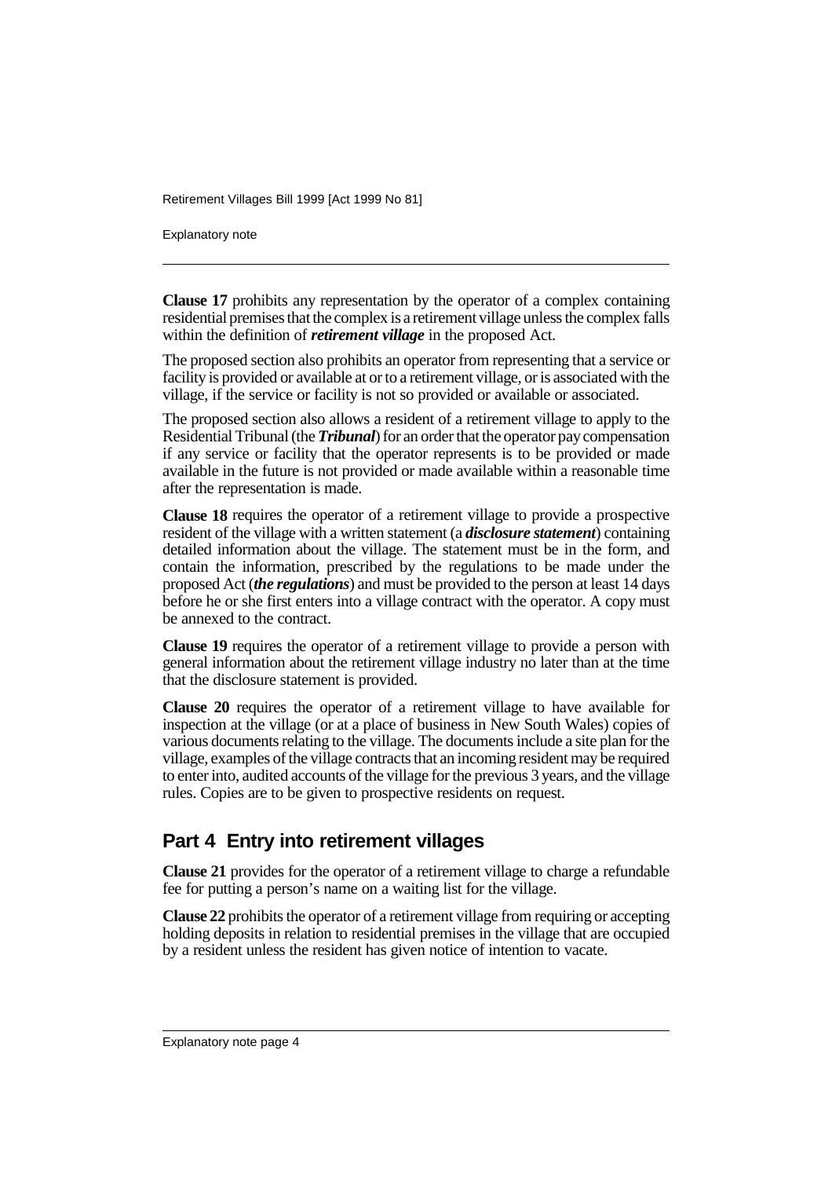**Clause 17** prohibits any representation by the operator of a complex containing residential premises that the complex is a retirement village unless the complex falls within the definition of ***retirement village*** in the proposed Act.

The proposed section also prohibits an operator from representing that a service or facility is provided or available at or to a retirement village, or is associated with the village, if the service or facility is not so provided or available or associated.

The proposed section also allows a resident of a retirement village to apply to the Residential Tribunal (the ***Tribunal***) for an order that the operator pay compensation if any service or facility that the operator represents is to be provided or made available in the future is not provided or made available within a reasonable time after the representation is made.

**Clause 18** requires the operator of a retirement village to provide a prospective resident of the village with a written statement (a ***disclosure statement***) containing detailed information about the village. The statement must be in the form, and contain the information, prescribed by the regulations to be made under the proposed Act (***the regulations***) and must be provided to the person at least 14 days before he or she first enters into a village contract with the operator. A copy must be annexed to the contract.

**Clause 19** requires the operator of a retirement village to provide a person with general information about the retirement village industry no later than at the time that the disclosure statement is provided.

**Clause 20** requires the operator of a retirement village to have available for inspection at the village (or at a place of business in New South Wales) copies of various documents relating to the village. The documents include a site plan for the village, examples of the village contracts that an incoming resident may be required to enter into, audited accounts of the village for the previous 3 years, and the village rules. Copies are to be given to prospective residents on request.

## Part 4 Entry into retirement villages

**Clause 21** provides for the operator of a retirement village to charge a refundable fee for putting a person's name on a waiting list for the village.

**Clause 22** prohibits the operator of a retirement village from requiring or accepting holding deposits in relation to residential premises in the village that are occupied by a resident unless the resident has given notice of intention to vacate.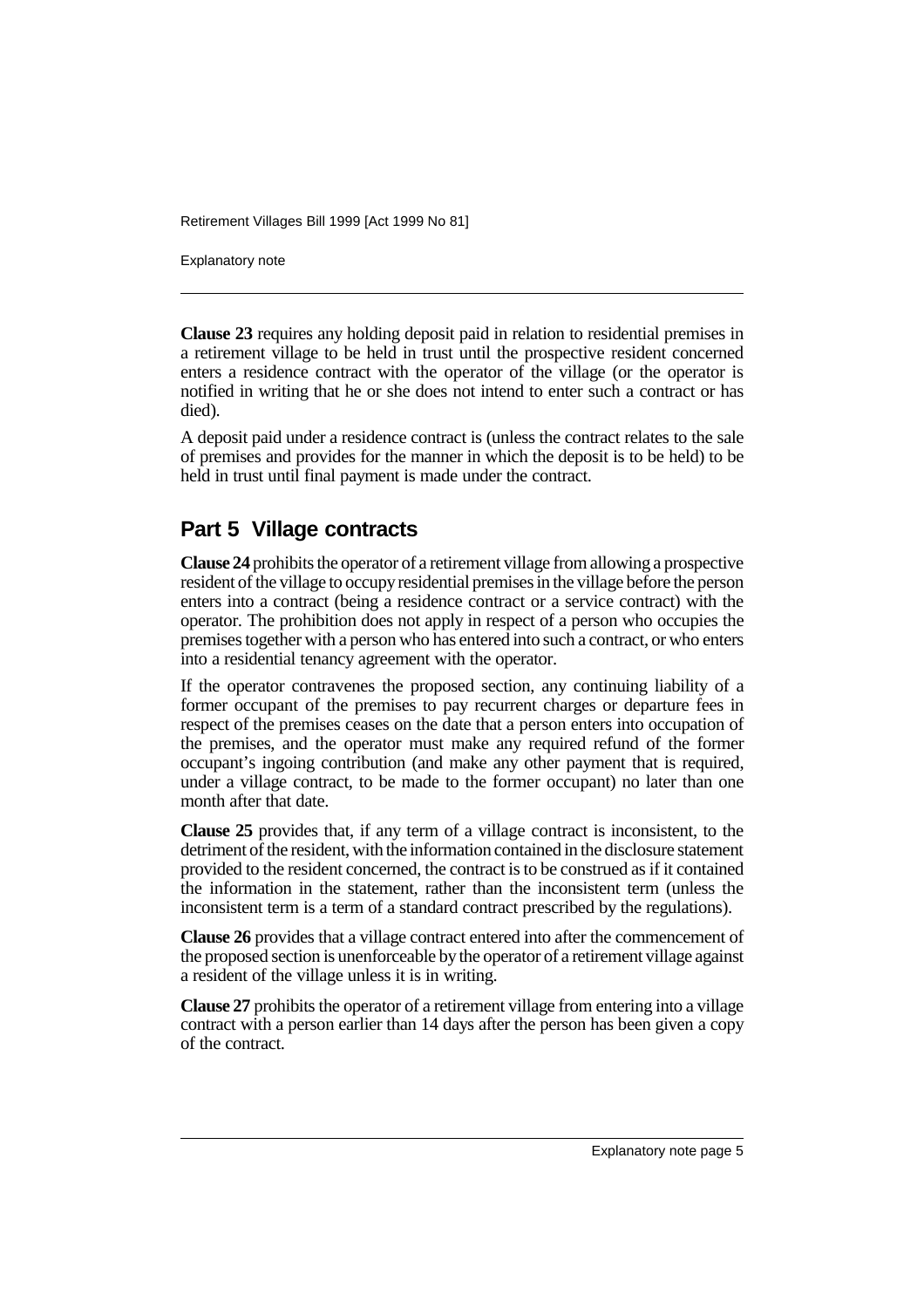**Clause 23** requires any holding deposit paid in relation to residential premises in a retirement village to be held in trust until the prospective resident concerned enters a residence contract with the operator of the village (or the operator is notified in writing that he or she does not intend to enter such a contract or has died).

A deposit paid under a residence contract is (unless the contract relates to the sale of premises and provides for the manner in which the deposit is to be held) to be held in trust until final payment is made under the contract.

## Part 5 Village contracts

**Clause 24** prohibits the operator of a retirement village from allowing a prospective resident of the village to occupy residential premises in the village before the person enters into a contract (being a residence contract or a service contract) with the operator. The prohibition does not apply in respect of a person who occupies the premises together with a person who has entered into such a contract, or who enters into a residential tenancy agreement with the operator.

If the operator contravenes the proposed section, any continuing liability of a former occupant of the premises to pay recurrent charges or departure fees in respect of the premises ceases on the date that a person enters into occupation of the premises, and the operator must make any required refund of the former occupant's ingoing contribution (and make any other payment that is required, under a village contract, to be made to the former occupant) no later than one month after that date.

**Clause 25** provides that, if any term of a village contract is inconsistent, to the detriment of the resident, with the information contained in the disclosure statement provided to the resident concerned, the contract is to be construed as if it contained the information in the statement, rather than the inconsistent term (unless the inconsistent term is a term of a standard contract prescribed by the regulations).

**Clause 26** provides that a village contract entered into after the commencement of the proposed section is unenforceable by the operator of a retirement village against a resident of the village unless it is in writing.

**Clause 27** prohibits the operator of a retirement village from entering into a village contract with a person earlier than 14 days after the person has been given a copy of the contract.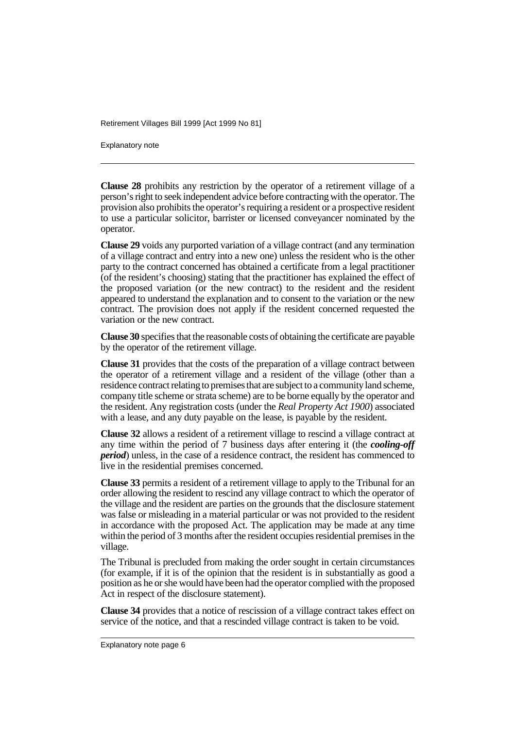**Clause 28** prohibits any restriction by the operator of a retirement village of a person's right to seek independent advice before contracting with the operator. The provision also prohibits the operator's requiring a resident or a prospective resident to use a particular solicitor, barrister or licensed conveyancer nominated by the operator.

**Clause 29** voids any purported variation of a village contract (and any termination of a village contract and entry into a new one) unless the resident who is the other party to the contract concerned has obtained a certificate from a legal practitioner (of the resident's choosing) stating that the practitioner has explained the effect of the proposed variation (or the new contract) to the resident and the resident appeared to understand the explanation and to consent to the variation or the new contract. The provision does not apply if the resident concerned requested the variation or the new contract.

**Clause 30** specifies that the reasonable costs of obtaining the certificate are payable by the operator of the retirement village.

**Clause 31** provides that the costs of the preparation of a village contract between the operator of a retirement village and a resident of the village (other than a residence contract relating to premises that are subject to a community land scheme, company title scheme or strata scheme) are to be borne equally by the operator and the resident. Any registration costs (under the *Real Property Act 1900*) associated with a lease, and any duty payable on the lease, is payable by the resident.

**Clause 32** allows a resident of a retirement village to rescind a village contract at any time within the period of 7 business days after entering it (the ***cooling-off period***) unless, in the case of a residence contract, the resident has commenced to live in the residential premises concerned.

**Clause 33** permits a resident of a retirement village to apply to the Tribunal for an order allowing the resident to rescind any village contract to which the operator of the village and the resident are parties on the grounds that the disclosure statement was false or misleading in a material particular or was not provided to the resident in accordance with the proposed Act. The application may be made at any time within the period of 3 months after the resident occupies residential premises in the village.

The Tribunal is precluded from making the order sought in certain circumstances (for example, if it is of the opinion that the resident is in substantially as good a position as he or she would have been had the operator complied with the proposed Act in respect of the disclosure statement).

**Clause 34** provides that a notice of rescission of a village contract takes effect on service of the notice, and that a rescinded village contract is taken to be void.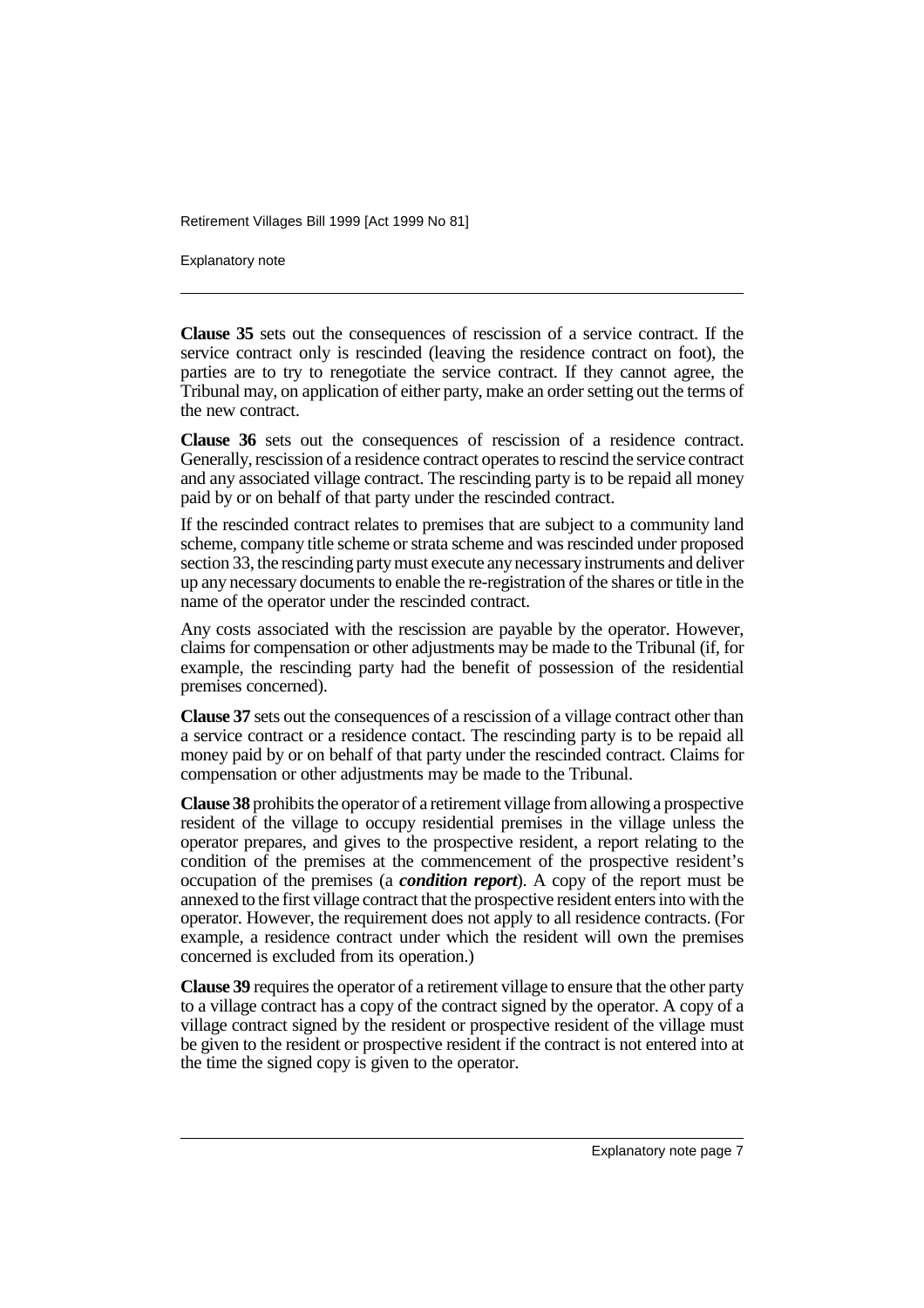**Clause 35** sets out the consequences of rescission of a service contract. If the service contract only is rescinded (leaving the residence contract on foot), the parties are to try to renegotiate the service contract. If they cannot agree, the Tribunal may, on application of either party, make an order setting out the terms of the new contract.

**Clause 36** sets out the consequences of rescission of a residence contract. Generally, rescission of a residence contract operates to rescind the service contract and any associated village contract. The rescinding party is to be repaid all money paid by or on behalf of that party under the rescinded contract.

If the rescinded contract relates to premises that are subject to a community land scheme, company title scheme or strata scheme and was rescinded under proposed section 33, the rescinding party must execute any necessary instruments and deliver up any necessary documents to enable the re-registration of the shares or title in the name of the operator under the rescinded contract.

Any costs associated with the rescission are payable by the operator. However, claims for compensation or other adjustments may be made to the Tribunal (if, for example, the rescinding party had the benefit of possession of the residential premises concerned).

**Clause 37** sets out the consequences of a rescission of a village contract other than a service contract or a residence contact. The rescinding party is to be repaid all money paid by or on behalf of that party under the rescinded contract. Claims for compensation or other adjustments may be made to the Tribunal.

**Clause 38** prohibits the operator of a retirement village from allowing a prospective resident of the village to occupy residential premises in the village unless the operator prepares, and gives to the prospective resident, a report relating to the condition of the premises at the commencement of the prospective resident's occupation of the premises (a ***condition report***). A copy of the report must be annexed to the first village contract that the prospective resident enters into with the operator. However, the requirement does not apply to all residence contracts. (For example, a residence contract under which the resident will own the premises concerned is excluded from its operation.)

**Clause 39** requires the operator of a retirement village to ensure that the other party to a village contract has a copy of the contract signed by the operator. A copy of a village contract signed by the resident or prospective resident of the village must be given to the resident or prospective resident if the contract is not entered into at the time the signed copy is given to the operator.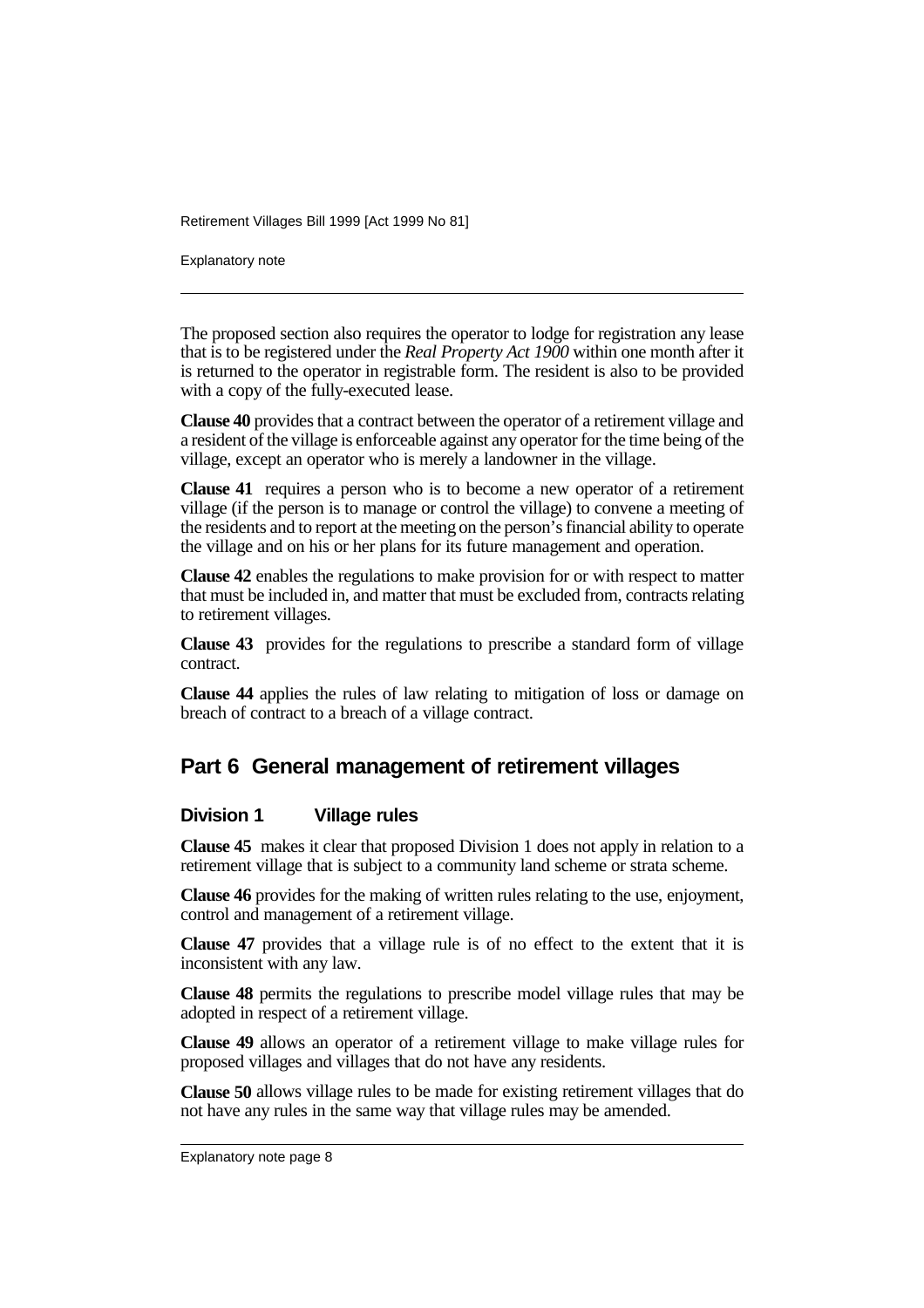The proposed section also requires the operator to lodge for registration any lease that is to be registered under the *Real Property Act 1900* within one month after it is returned to the operator in registrable form. The resident is also to be provided with a copy of the fully-executed lease.

**Clause 40** provides that a contract between the operator of a retirement village and a resident of the village is enforceable against any operator for the time being of the village, except an operator who is merely a landowner in the village.

**Clause 41** requires a person who is to become a new operator of a retirement village (if the person is to manage or control the village) to convene a meeting of the residents and to report at the meeting on the person's financial ability to operate the village and on his or her plans for its future management and operation.

**Clause 42** enables the regulations to make provision for or with respect to matter that must be included in, and matter that must be excluded from, contracts relating to retirement villages.

**Clause 43** provides for the regulations to prescribe a standard form of village contract.

**Clause 44** applies the rules of law relating to mitigation of loss or damage on breach of contract to a breach of a village contract.

## Part 6 General management of retirement villages

### Division 1 Village rules

**Clause 45** makes it clear that proposed Division 1 does not apply in relation to a retirement village that is subject to a community land scheme or strata scheme.

**Clause 46** provides for the making of written rules relating to the use, enjoyment, control and management of a retirement village.

**Clause 47** provides that a village rule is of no effect to the extent that it is inconsistent with any law.

**Clause 48** permits the regulations to prescribe model village rules that may be adopted in respect of a retirement village.

**Clause 49** allows an operator of a retirement village to make village rules for proposed villages and villages that do not have any residents.

**Clause 50** allows village rules to be made for existing retirement villages that do not have any rules in the same way that village rules may be amended.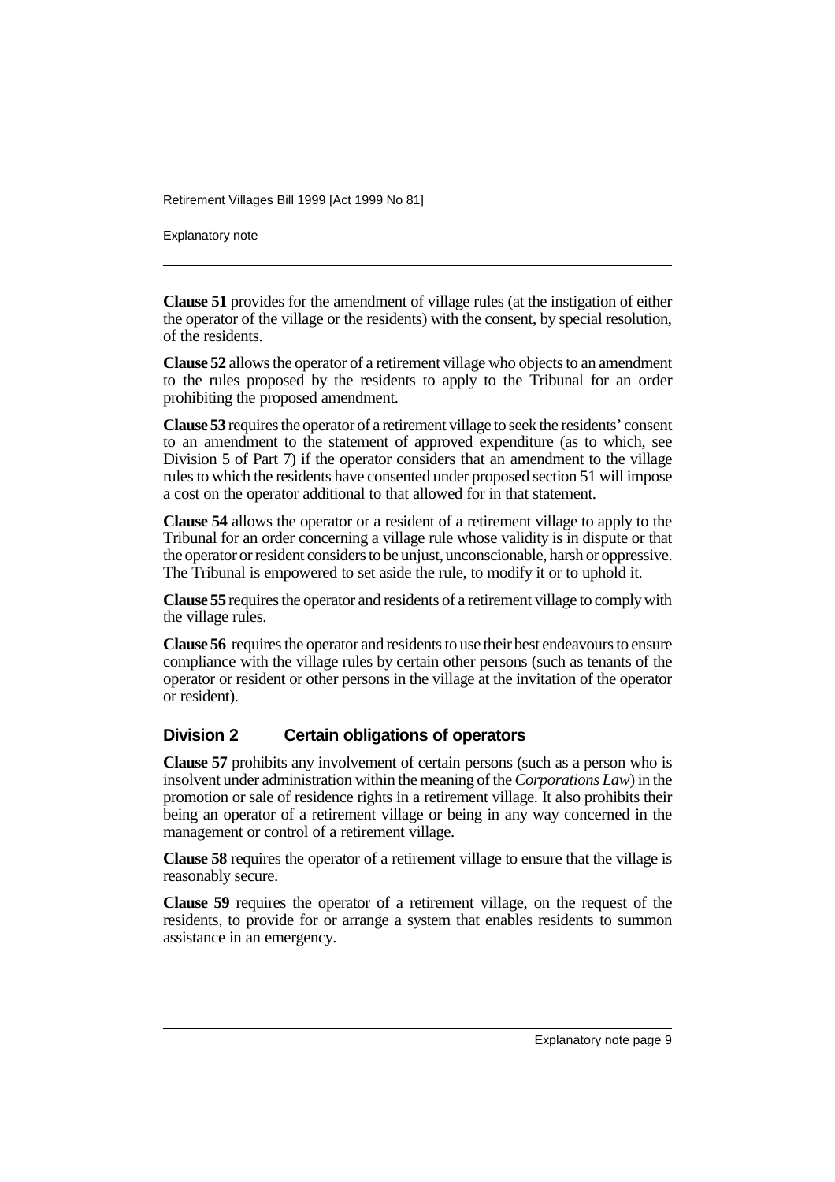**Clause 51** provides for the amendment of village rules (at the instigation of either the operator of the village or the residents) with the consent, by special resolution, of the residents.

**Clause 52** allows the operator of a retirement village who objects to an amendment to the rules proposed by the residents to apply to the Tribunal for an order prohibiting the proposed amendment.

**Clause 53** requires the operator of a retirement village to seek the residents' consent to an amendment to the statement of approved expenditure (as to which, see Division 5 of Part 7) if the operator considers that an amendment to the village rules to which the residents have consented under proposed section 51 will impose a cost on the operator additional to that allowed for in that statement.

**Clause 54** allows the operator or a resident of a retirement village to apply to the Tribunal for an order concerning a village rule whose validity is in dispute or that the operator or resident considers to be unjust, unconscionable, harsh or oppressive. The Tribunal is empowered to set aside the rule, to modify it or to uphold it.

**Clause 55** requires the operator and residents of a retirement village to comply with the village rules.

**Clause 56** requires the operator and residents to use their best endeavours to ensure compliance with the village rules by certain other persons (such as tenants of the operator or resident or other persons in the village at the invitation of the operator or resident).

## Division 2 Certain obligations of operators

**Clause 57** prohibits any involvement of certain persons (such as a person who is insolvent under administration within the meaning of the *Corporations Law*) in the promotion or sale of residence rights in a retirement village. It also prohibits their being an operator of a retirement village or being in any way concerned in the management or control of a retirement village.

**Clause 58** requires the operator of a retirement village to ensure that the village is reasonably secure.

**Clause 59** requires the operator of a retirement village, on the request of the residents, to provide for or arrange a system that enables residents to summon assistance in an emergency.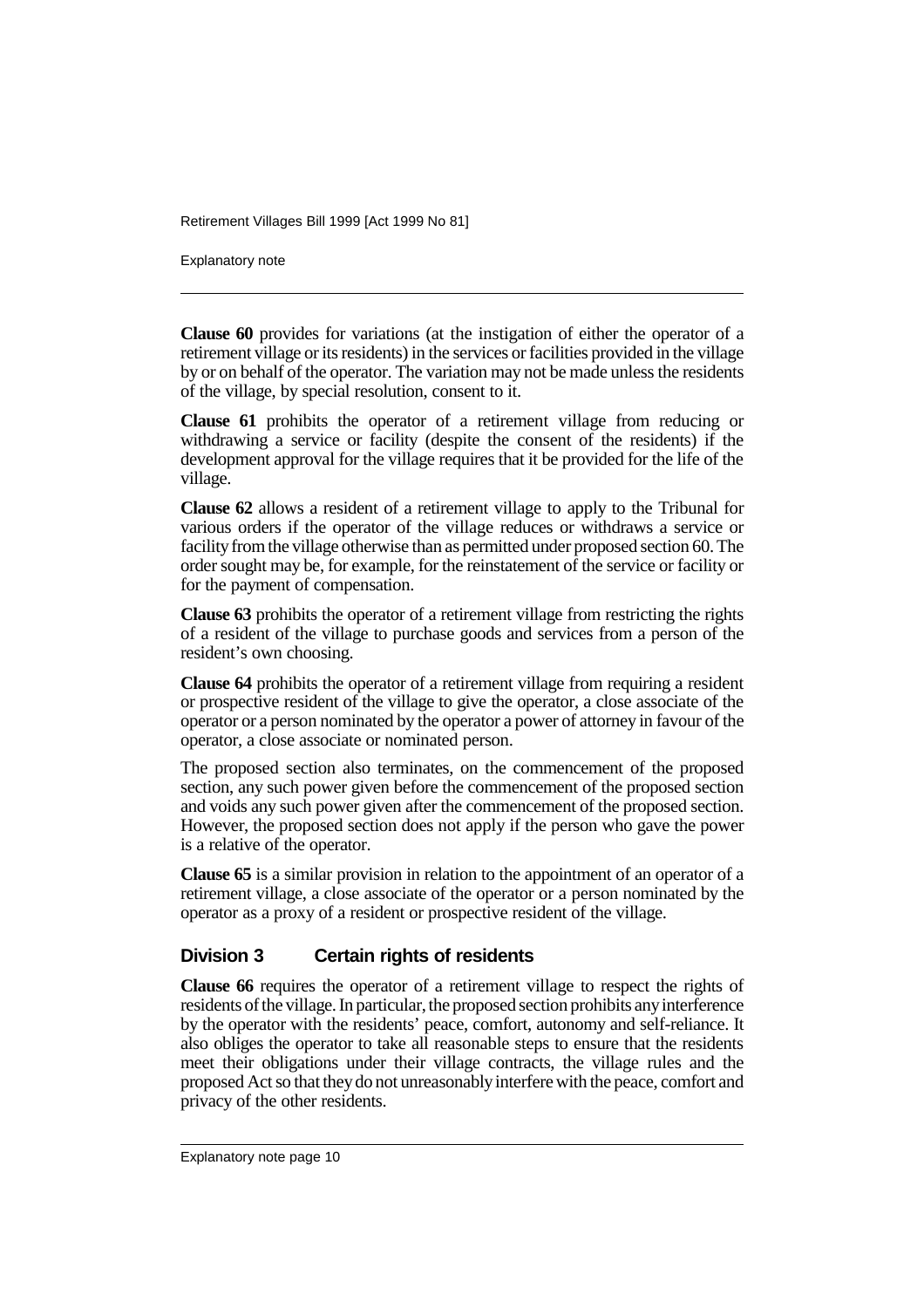**Clause 60** provides for variations (at the instigation of either the operator of a retirement village or its residents) in the services or facilities provided in the village by or on behalf of the operator. The variation may not be made unless the residents of the village, by special resolution, consent to it.

**Clause 61** prohibits the operator of a retirement village from reducing or withdrawing a service or facility (despite the consent of the residents) if the development approval for the village requires that it be provided for the life of the village.

**Clause 62** allows a resident of a retirement village to apply to the Tribunal for various orders if the operator of the village reduces or withdraws a service or facility from the village otherwise than as permitted under proposed section 60. The order sought may be, for example, for the reinstatement of the service or facility or for the payment of compensation.

**Clause 63** prohibits the operator of a retirement village from restricting the rights of a resident of the village to purchase goods and services from a person of the resident's own choosing.

**Clause 64** prohibits the operator of a retirement village from requiring a resident or prospective resident of the village to give the operator, a close associate of the operator or a person nominated by the operator a power of attorney in favour of the operator, a close associate or nominated person.

The proposed section also terminates, on the commencement of the proposed section, any such power given before the commencement of the proposed section and voids any such power given after the commencement of the proposed section. However, the proposed section does not apply if the person who gave the power is a relative of the operator.

**Clause 65** is a similar provision in relation to the appointment of an operator of a retirement village, a close associate of the operator or a person nominated by the operator as a proxy of a resident or prospective resident of the village.

## Division 3 Certain rights of residents

**Clause 66** requires the operator of a retirement village to respect the rights of residents of the village. In particular, the proposed section prohibits any interference by the operator with the residents' peace, comfort, autonomy and self-reliance. It also obliges the operator to take all reasonable steps to ensure that the residents meet their obligations under their village contracts, the village rules and the proposed Act so that they do not unreasonably interfere with the peace, comfort and privacy of the other residents.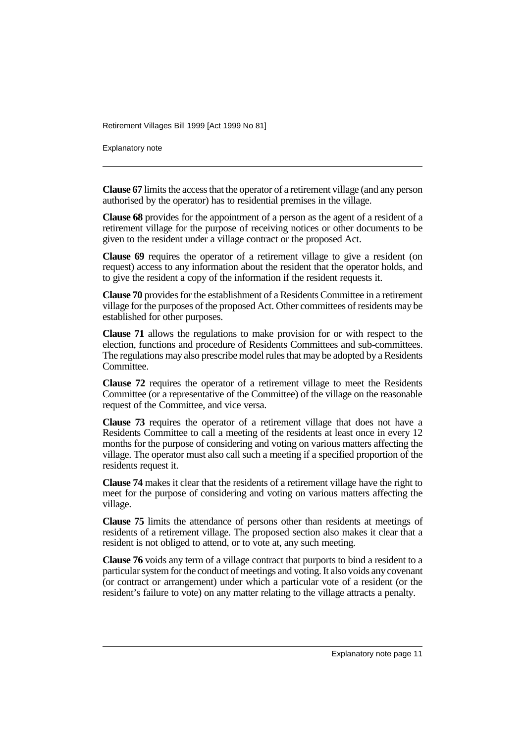**Clause 67** limits the access that the operator of a retirement village (and any person authorised by the operator) has to residential premises in the village.

**Clause 68** provides for the appointment of a person as the agent of a resident of a retirement village for the purpose of receiving notices or other documents to be given to the resident under a village contract or the proposed Act.

**Clause 69** requires the operator of a retirement village to give a resident (on request) access to any information about the resident that the operator holds, and to give the resident a copy of the information if the resident requests it.

**Clause 70** provides for the establishment of a Residents Committee in a retirement village for the purposes of the proposed Act. Other committees of residents may be established for other purposes.

**Clause 71** allows the regulations to make provision for or with respect to the election, functions and procedure of Residents Committees and sub-committees. The regulations may also prescribe model rules that may be adopted by a Residents Committee.

**Clause 72** requires the operator of a retirement village to meet the Residents Committee (or a representative of the Committee) of the village on the reasonable request of the Committee, and vice versa.

**Clause 73** requires the operator of a retirement village that does not have a Residents Committee to call a meeting of the residents at least once in every 12 months for the purpose of considering and voting on various matters affecting the village. The operator must also call such a meeting if a specified proportion of the residents request it.

**Clause 74** makes it clear that the residents of a retirement village have the right to meet for the purpose of considering and voting on various matters affecting the village.

**Clause 75** limits the attendance of persons other than residents at meetings of residents of a retirement village. The proposed section also makes it clear that a resident is not obliged to attend, or to vote at, any such meeting.

**Clause 76** voids any term of a village contract that purports to bind a resident to a particular system for the conduct of meetings and voting. It also voids any covenant (or contract or arrangement) under which a particular vote of a resident (or the resident's failure to vote) on any matter relating to the village attracts a penalty.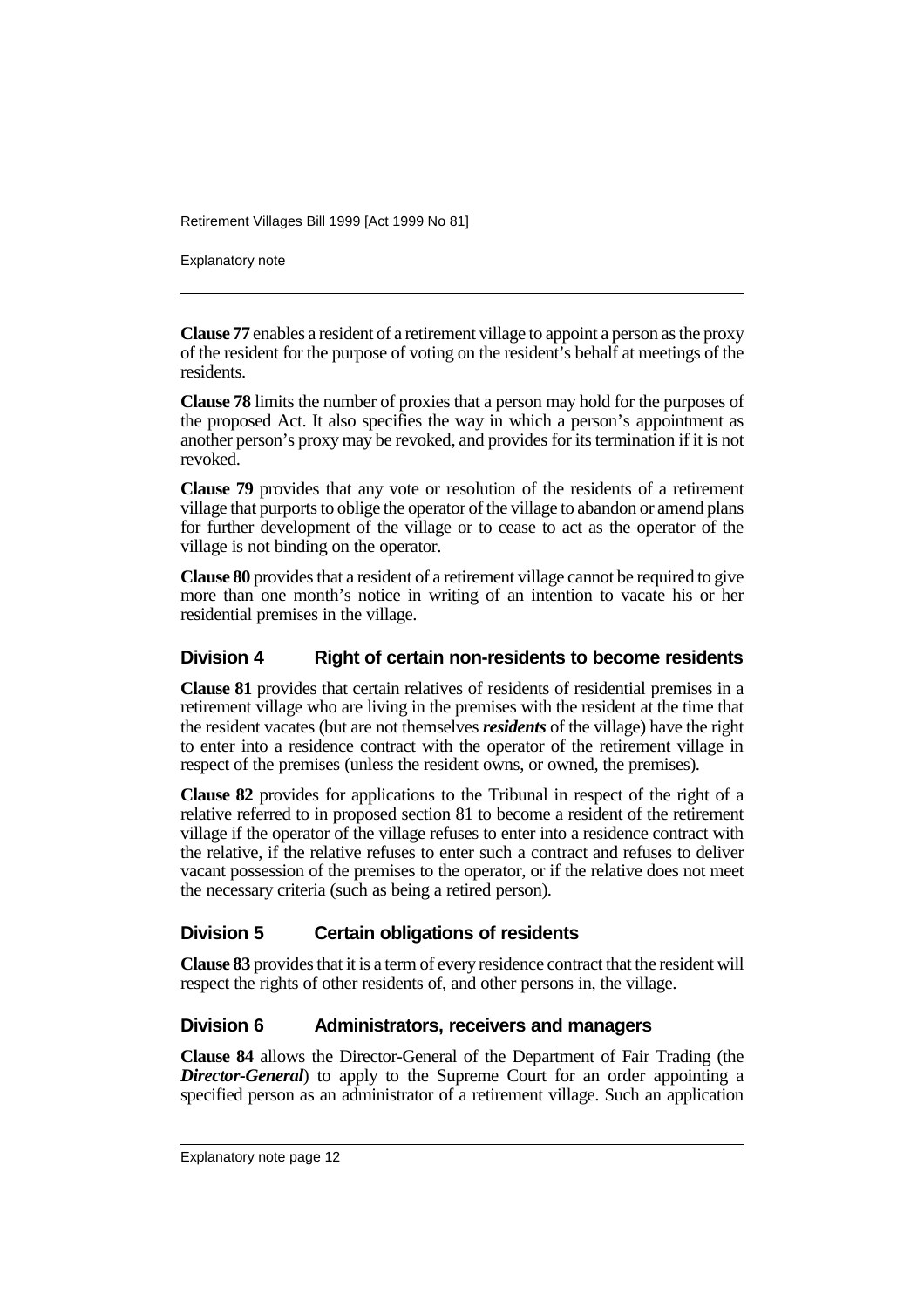**Clause 77** enables a resident of a retirement village to appoint a person as the proxy of the resident for the purpose of voting on the resident's behalf at meetings of the residents.

**Clause 78** limits the number of proxies that a person may hold for the purposes of the proposed Act. It also specifies the way in which a person's appointment as another person's proxy may be revoked, and provides for its termination if it is not revoked.

**Clause 79** provides that any vote or resolution of the residents of a retirement village that purports to oblige the operator of the village to abandon or amend plans for further development of the village or to cease to act as the operator of the village is not binding on the operator.

**Clause 80** provides that a resident of a retirement village cannot be required to give more than one month's notice in writing of an intention to vacate his or her residential premises in the village.

### Division 4 Right of certain non-residents to become residents

**Clause 81** provides that certain relatives of residents of residential premises in a retirement village who are living in the premises with the resident at the time that the resident vacates (but are not themselves ***residents*** of the village) have the right to enter into a residence contract with the operator of the retirement village in respect of the premises (unless the resident owns, or owned, the premises).

**Clause 82** provides for applications to the Tribunal in respect of the right of a relative referred to in proposed section 81 to become a resident of the retirement village if the operator of the village refuses to enter into a residence contract with the relative, if the relative refuses to enter such a contract and refuses to deliver vacant possession of the premises to the operator, or if the relative does not meet the necessary criteria (such as being a retired person).

### Division 5 Certain obligations of residents

**Clause 83** provides that it is a term of every residence contract that the resident will respect the rights of other residents of, and other persons in, the village.

### Division 6 Administrators, receivers and managers

**Clause 84** allows the Director-General of the Department of Fair Trading (the ***Director-General***) to apply to the Supreme Court for an order appointing a specified person as an administrator of a retirement village. Such an application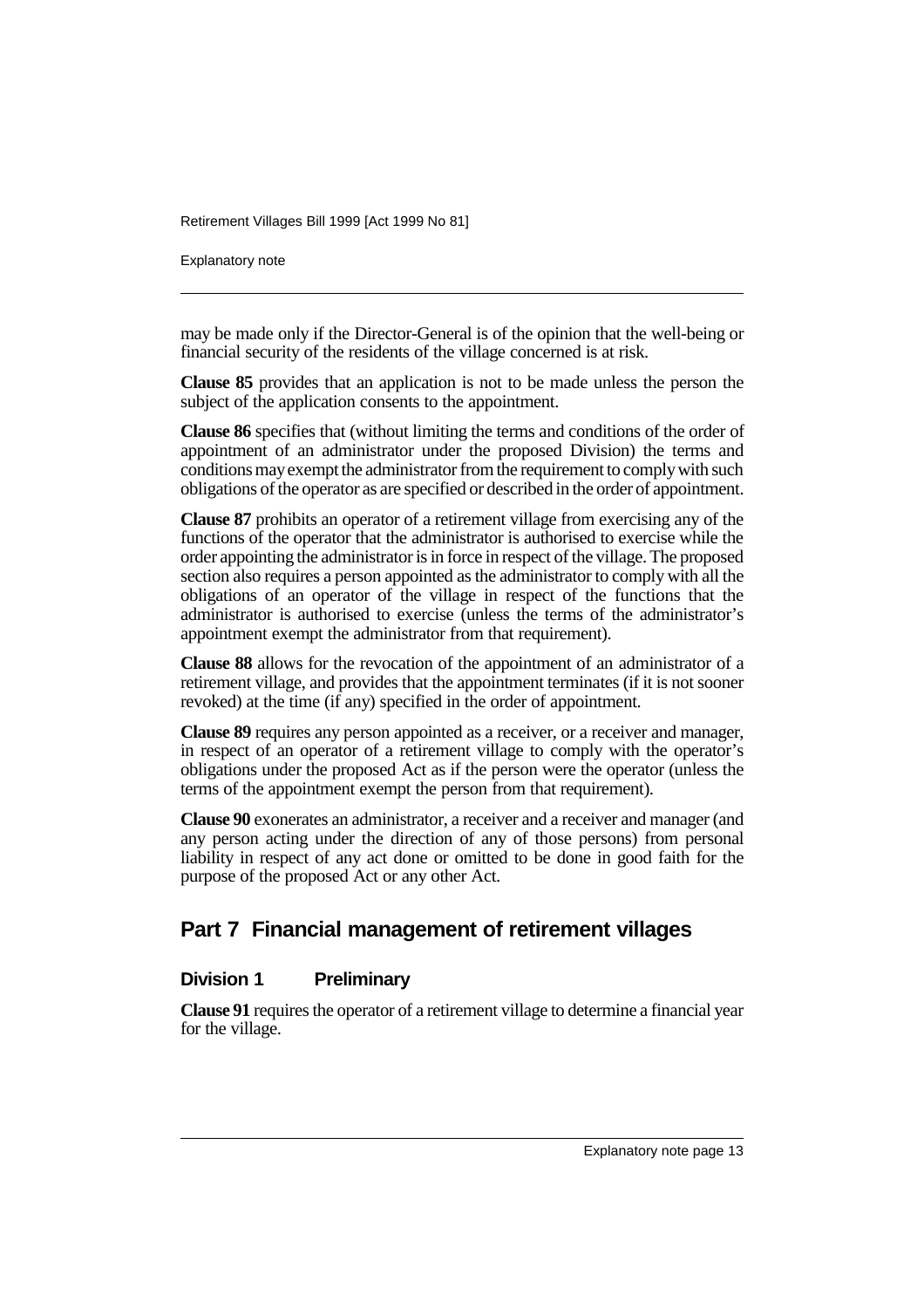may be made only if the Director-General is of the opinion that the well-being or financial security of the residents of the village concerned is at risk.

**Clause 85** provides that an application is not to be made unless the person the subject of the application consents to the appointment.

**Clause 86** specifies that (without limiting the terms and conditions of the order of appointment of an administrator under the proposed Division) the terms and conditions may exempt the administrator from the requirement to comply with such obligations of the operator as are specified or described in the order of appointment.

**Clause 87** prohibits an operator of a retirement village from exercising any of the functions of the operator that the administrator is authorised to exercise while the order appointing the administrator is in force in respect of the village. The proposed section also requires a person appointed as the administrator to comply with all the obligations of an operator of the village in respect of the functions that the administrator is authorised to exercise (unless the terms of the administrator's appointment exempt the administrator from that requirement).

**Clause 88** allows for the revocation of the appointment of an administrator of a retirement village, and provides that the appointment terminates (if it is not sooner revoked) at the time (if any) specified in the order of appointment.

**Clause 89** requires any person appointed as a receiver, or a receiver and manager, in respect of an operator of a retirement village to comply with the operator's obligations under the proposed Act as if the person were the operator (unless the terms of the appointment exempt the person from that requirement).

**Clause 90** exonerates an administrator, a receiver and a receiver and manager (and any person acting under the direction of any of those persons) from personal liability in respect of any act done or omitted to be done in good faith for the purpose of the proposed Act or any other Act.

## Part 7 Financial management of retirement villages

### Division 1 Preliminary

**Clause 91** requires the operator of a retirement village to determine a financial year for the village.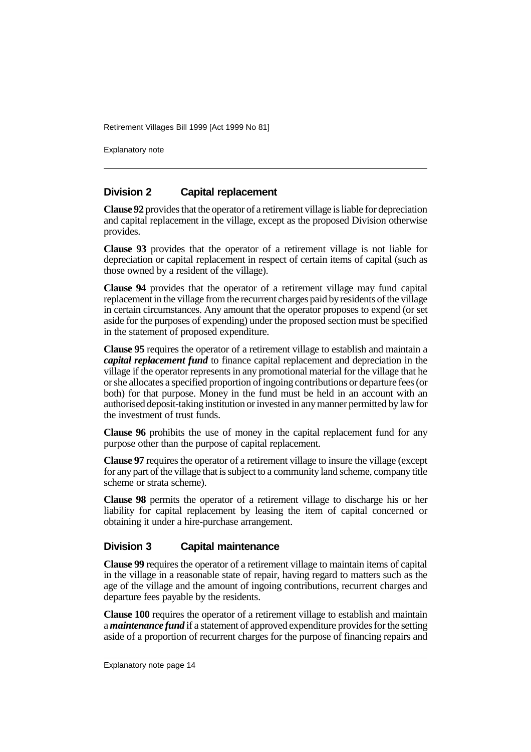## Division 2 Capital replacement

**Clause 92** provides that the operator of a retirement village is liable for depreciation and capital replacement in the village, except as the proposed Division otherwise provides.

**Clause 93** provides that the operator of a retirement village is not liable for depreciation or capital replacement in respect of certain items of capital (such as those owned by a resident of the village).

**Clause 94** provides that the operator of a retirement village may fund capital replacement in the village from the recurrent charges paid by residents of the village in certain circumstances. Any amount that the operator proposes to expend (or set aside for the purposes of expending) under the proposed section must be specified in the statement of proposed expenditure.

**Clause 95** requires the operator of a retirement village to establish and maintain a ***capital replacement fund*** to finance capital replacement and depreciation in the village if the operator represents in any promotional material for the village that he or she allocates a specified proportion of ingoing contributions or departure fees (or both) for that purpose. Money in the fund must be held in an account with an authorised deposit-taking institution or invested in any manner permitted by law for the investment of trust funds.

**Clause 96** prohibits the use of money in the capital replacement fund for any purpose other than the purpose of capital replacement.

**Clause 97** requires the operator of a retirement village to insure the village (except for any part of the village that is subject to a community land scheme, company title scheme or strata scheme).

**Clause 98** permits the operator of a retirement village to discharge his or her liability for capital replacement by leasing the item of capital concerned or obtaining it under a hire-purchase arrangement.

## Division 3 Capital maintenance

**Clause 99** requires the operator of a retirement village to maintain items of capital in the village in a reasonable state of repair, having regard to matters such as the age of the village and the amount of ingoing contributions, recurrent charges and departure fees payable by the residents.

**Clause 100** requires the operator of a retirement village to establish and maintain a ***maintenance fund*** if a statement of approved expenditure provides for the setting aside of a proportion of recurrent charges for the purpose of financing repairs and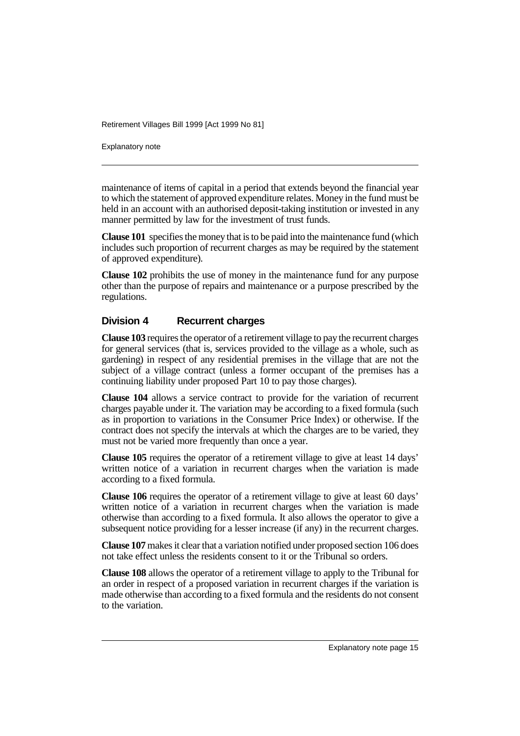maintenance of items of capital in a period that extends beyond the financial year to which the statement of approved expenditure relates. Money in the fund must be held in an account with an authorised deposit-taking institution or invested in any manner permitted by law for the investment of trust funds.

**Clause 101** specifies the money that is to be paid into the maintenance fund (which includes such proportion of recurrent charges as may be required by the statement of approved expenditure).

**Clause 102** prohibits the use of money in the maintenance fund for any purpose other than the purpose of repairs and maintenance or a purpose prescribed by the regulations.

### Division 4 Recurrent charges

**Clause 103** requires the operator of a retirement village to pay the recurrent charges for general services (that is, services provided to the village as a whole, such as gardening) in respect of any residential premises in the village that are not the subject of a village contract (unless a former occupant of the premises has a continuing liability under proposed Part 10 to pay those charges).

**Clause 104** allows a service contract to provide for the variation of recurrent charges payable under it. The variation may be according to a fixed formula (such as in proportion to variations in the Consumer Price Index) or otherwise. If the contract does not specify the intervals at which the charges are to be varied, they must not be varied more frequently than once a year.

**Clause 105** requires the operator of a retirement village to give at least 14 days' written notice of a variation in recurrent charges when the variation is made according to a fixed formula.

**Clause 106** requires the operator of a retirement village to give at least 60 days' written notice of a variation in recurrent charges when the variation is made otherwise than according to a fixed formula. It also allows the operator to give a subsequent notice providing for a lesser increase (if any) in the recurrent charges.

**Clause 107** makes it clear that a variation notified under proposed section 106 does not take effect unless the residents consent to it or the Tribunal so orders.

**Clause 108** allows the operator of a retirement village to apply to the Tribunal for an order in respect of a proposed variation in recurrent charges if the variation is made otherwise than according to a fixed formula and the residents do not consent to the variation.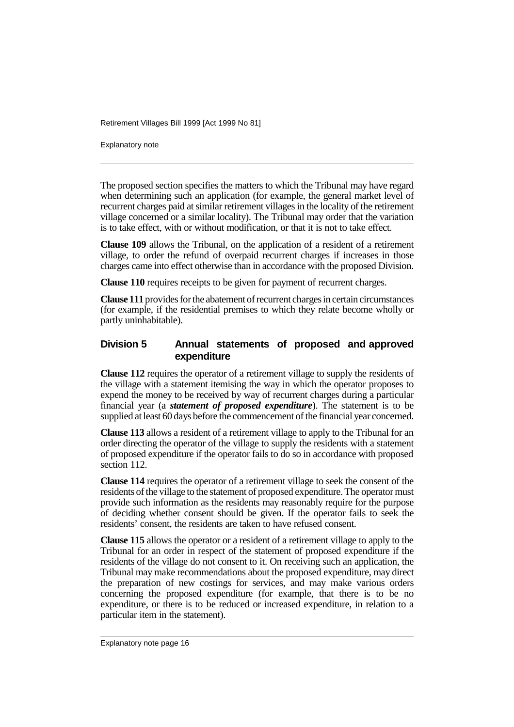The proposed section specifies the matters to which the Tribunal may have regard when determining such an application (for example, the general market level of recurrent charges paid at similar retirement villages in the locality of the retirement village concerned or a similar locality). The Tribunal may order that the variation is to take effect, with or without modification, or that it is not to take effect.

**Clause 109** allows the Tribunal, on the application of a resident of a retirement village, to order the refund of overpaid recurrent charges if increases in those charges came into effect otherwise than in accordance with the proposed Division.

**Clause 110** requires receipts to be given for payment of recurrent charges.

**Clause 111** provides for the abatement of recurrent charges in certain circumstances (for example, if the residential premises to which they relate become wholly or partly uninhabitable).

## Division 5 Annual statements of proposed and approved expenditure

**Clause 112** requires the operator of a retirement village to supply the residents of the village with a statement itemising the way in which the operator proposes to expend the money to be received by way of recurrent charges during a particular financial year (a ***statement of proposed expenditure***). The statement is to be supplied at least 60 days before the commencement of the financial year concerned.

**Clause 113** allows a resident of a retirement village to apply to the Tribunal for an order directing the operator of the village to supply the residents with a statement of proposed expenditure if the operator fails to do so in accordance with proposed section 112.

**Clause 114** requires the operator of a retirement village to seek the consent of the residents of the village to the statement of proposed expenditure. The operator must provide such information as the residents may reasonably require for the purpose of deciding whether consent should be given. If the operator fails to seek the residents' consent, the residents are taken to have refused consent.

**Clause 115** allows the operator or a resident of a retirement village to apply to the Tribunal for an order in respect of the statement of proposed expenditure if the residents of the village do not consent to it. On receiving such an application, the Tribunal may make recommendations about the proposed expenditure, may direct the preparation of new costings for services, and may make various orders concerning the proposed expenditure (for example, that there is to be no expenditure, or there is to be reduced or increased expenditure, in relation to a particular item in the statement).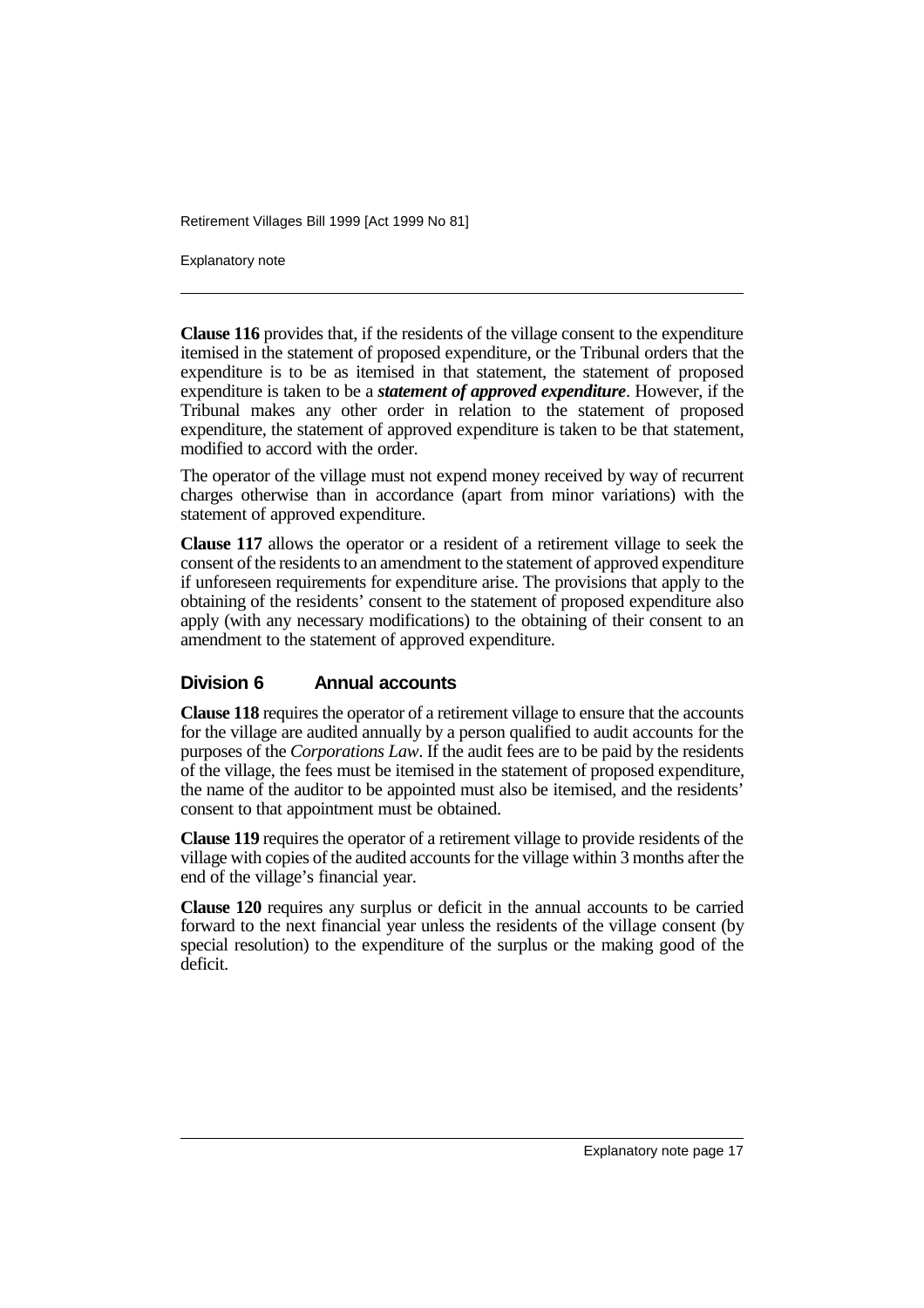**Clause 116** provides that, if the residents of the village consent to the expenditure itemised in the statement of proposed expenditure, or the Tribunal orders that the expenditure is to be as itemised in that statement, the statement of proposed expenditure is taken to be a ***statement of approved expenditure***. However, if the Tribunal makes any other order in relation to the statement of proposed expenditure, the statement of approved expenditure is taken to be that statement, modified to accord with the order.

The operator of the village must not expend money received by way of recurrent charges otherwise than in accordance (apart from minor variations) with the statement of approved expenditure.

**Clause 117** allows the operator or a resident of a retirement village to seek the consent of the residents to an amendment to the statement of approved expenditure if unforeseen requirements for expenditure arise. The provisions that apply to the obtaining of the residents' consent to the statement of proposed expenditure also apply (with any necessary modifications) to the obtaining of their consent to an amendment to the statement of approved expenditure.

## Division 6 Annual accounts

**Clause 118** requires the operator of a retirement village to ensure that the accounts for the village are audited annually by a person qualified to audit accounts for the purposes of the *Corporations Law*. If the audit fees are to be paid by the residents of the village, the fees must be itemised in the statement of proposed expenditure, the name of the auditor to be appointed must also be itemised, and the residents' consent to that appointment must be obtained.

**Clause 119** requires the operator of a retirement village to provide residents of the village with copies of the audited accounts for the village within 3 months after the end of the village's financial year.

**Clause 120** requires any surplus or deficit in the annual accounts to be carried forward to the next financial year unless the residents of the village consent (by special resolution) to the expenditure of the surplus or the making good of the deficit.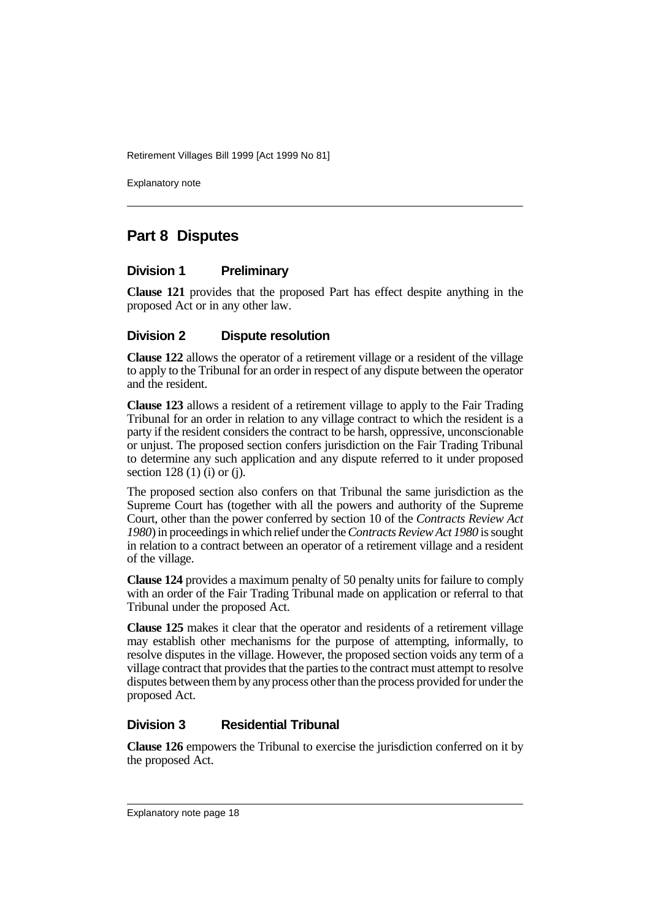## Part 8 Disputes

### Division 1 Preliminary

**Clause 121** provides that the proposed Part has effect despite anything in the proposed Act or in any other law.

### Division 2 Dispute resolution

**Clause 122** allows the operator of a retirement village or a resident of the village to apply to the Tribunal for an order in respect of any dispute between the operator and the resident.

**Clause 123** allows a resident of a retirement village to apply to the Fair Trading Tribunal for an order in relation to any village contract to which the resident is a party if the resident considers the contract to be harsh, oppressive, unconscionable or unjust. The proposed section confers jurisdiction on the Fair Trading Tribunal to determine any such application and any dispute referred to it under proposed section 128 (1) (i) or (j).

The proposed section also confers on that Tribunal the same jurisdiction as the Supreme Court has (together with all the powers and authority of the Supreme Court, other than the power conferred by section 10 of the *Contracts Review Act 1980*) in proceedings in which relief under the *Contracts Review Act 1980* is sought in relation to a contract between an operator of a retirement village and a resident of the village.

**Clause 124** provides a maximum penalty of 50 penalty units for failure to comply with an order of the Fair Trading Tribunal made on application or referral to that Tribunal under the proposed Act.

**Clause 125** makes it clear that the operator and residents of a retirement village may establish other mechanisms for the purpose of attempting, informally, to resolve disputes in the village. However, the proposed section voids any term of a village contract that provides that the parties to the contract must attempt to resolve disputes between them by any process other than the process provided for under the proposed Act.

### Division 3 Residential Tribunal

**Clause 126** empowers the Tribunal to exercise the jurisdiction conferred on it by the proposed Act.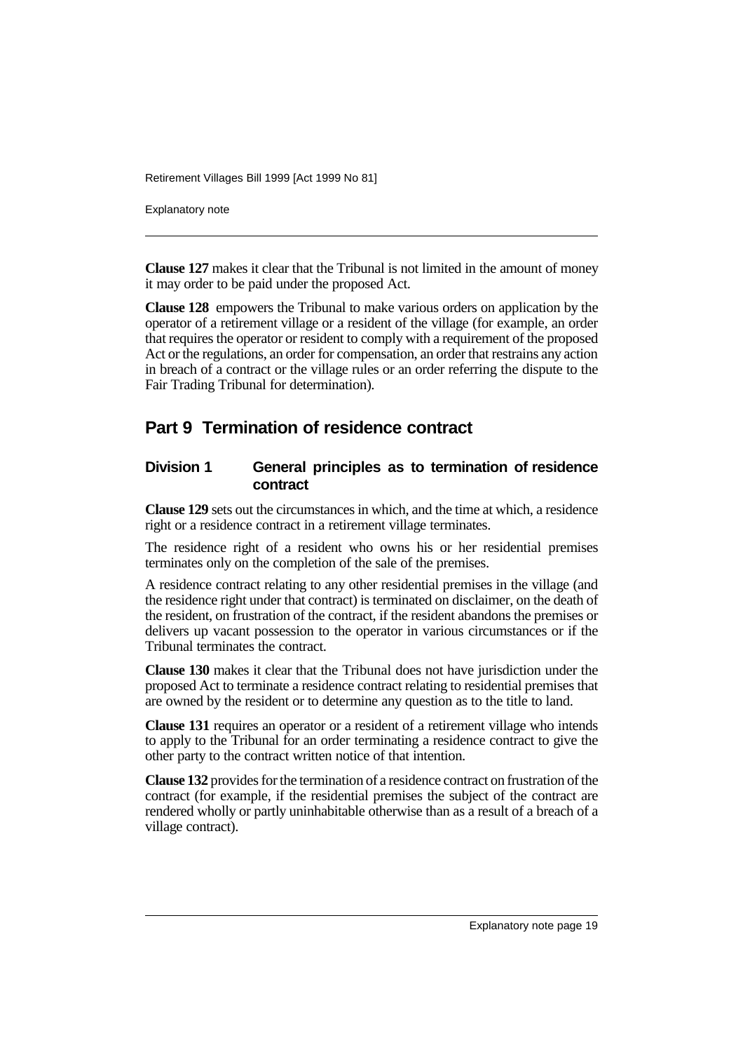**Clause 127** makes it clear that the Tribunal is not limited in the amount of money it may order to be paid under the proposed Act.

**Clause 128** empowers the Tribunal to make various orders on application by the operator of a retirement village or a resident of the village (for example, an order that requires the operator or resident to comply with a requirement of the proposed Act or the regulations, an order for compensation, an order that restrains any action in breach of a contract or the village rules or an order referring the dispute to the Fair Trading Tribunal for determination).

## Part 9 Termination of residence contract

### Division 1 General principles as to termination of residence contract

**Clause 129** sets out the circumstances in which, and the time at which, a residence right or a residence contract in a retirement village terminates.

The residence right of a resident who owns his or her residential premises terminates only on the completion of the sale of the premises.

A residence contract relating to any other residential premises in the village (and the residence right under that contract) is terminated on disclaimer, on the death of the resident, on frustration of the contract, if the resident abandons the premises or delivers up vacant possession to the operator in various circumstances or if the Tribunal terminates the contract.

**Clause 130** makes it clear that the Tribunal does not have jurisdiction under the proposed Act to terminate a residence contract relating to residential premises that are owned by the resident or to determine any question as to the title to land.

**Clause 131** requires an operator or a resident of a retirement village who intends to apply to the Tribunal for an order terminating a residence contract to give the other party to the contract written notice of that intention.

**Clause 132** provides for the termination of a residence contract on frustration of the contract (for example, if the residential premises the subject of the contract are rendered wholly or partly uninhabitable otherwise than as a result of a breach of a village contract).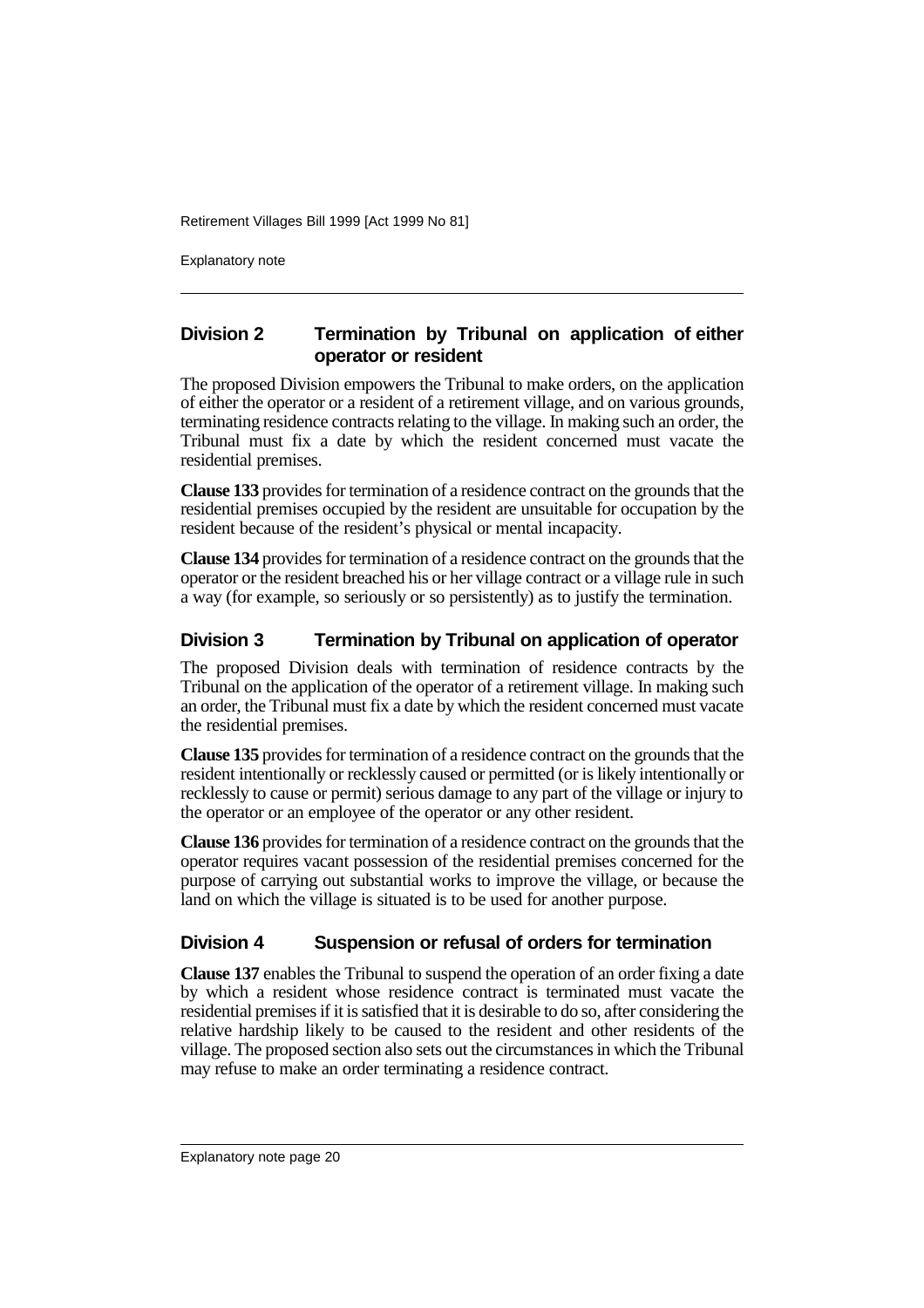## Division 2 Termination by Tribunal on application of either operator or resident

The proposed Division empowers the Tribunal to make orders, on the application of either the operator or a resident of a retirement village, and on various grounds, terminating residence contracts relating to the village. In making such an order, the Tribunal must fix a date by which the resident concerned must vacate the residential premises.

**Clause 133** provides for termination of a residence contract on the grounds that the residential premises occupied by the resident are unsuitable for occupation by the resident because of the resident's physical or mental incapacity.

**Clause 134** provides for termination of a residence contract on the grounds that the operator or the resident breached his or her village contract or a village rule in such a way (for example, so seriously or so persistently) as to justify the termination.

## Division 3 Termination by Tribunal on application of operator

The proposed Division deals with termination of residence contracts by the Tribunal on the application of the operator of a retirement village. In making such an order, the Tribunal must fix a date by which the resident concerned must vacate the residential premises.

**Clause 135** provides for termination of a residence contract on the grounds that the resident intentionally or recklessly caused or permitted (or is likely intentionally or recklessly to cause or permit) serious damage to any part of the village or injury to the operator or an employee of the operator or any other resident.

**Clause 136** provides for termination of a residence contract on the grounds that the operator requires vacant possession of the residential premises concerned for the purpose of carrying out substantial works to improve the village, or because the land on which the village is situated is to be used for another purpose.

## Division 4 Suspension or refusal of orders for termination

**Clause 137** enables the Tribunal to suspend the operation of an order fixing a date by which a resident whose residence contract is terminated must vacate the residential premises if it is satisfied that it is desirable to do so, after considering the relative hardship likely to be caused to the resident and other residents of the village. The proposed section also sets out the circumstances in which the Tribunal may refuse to make an order terminating a residence contract.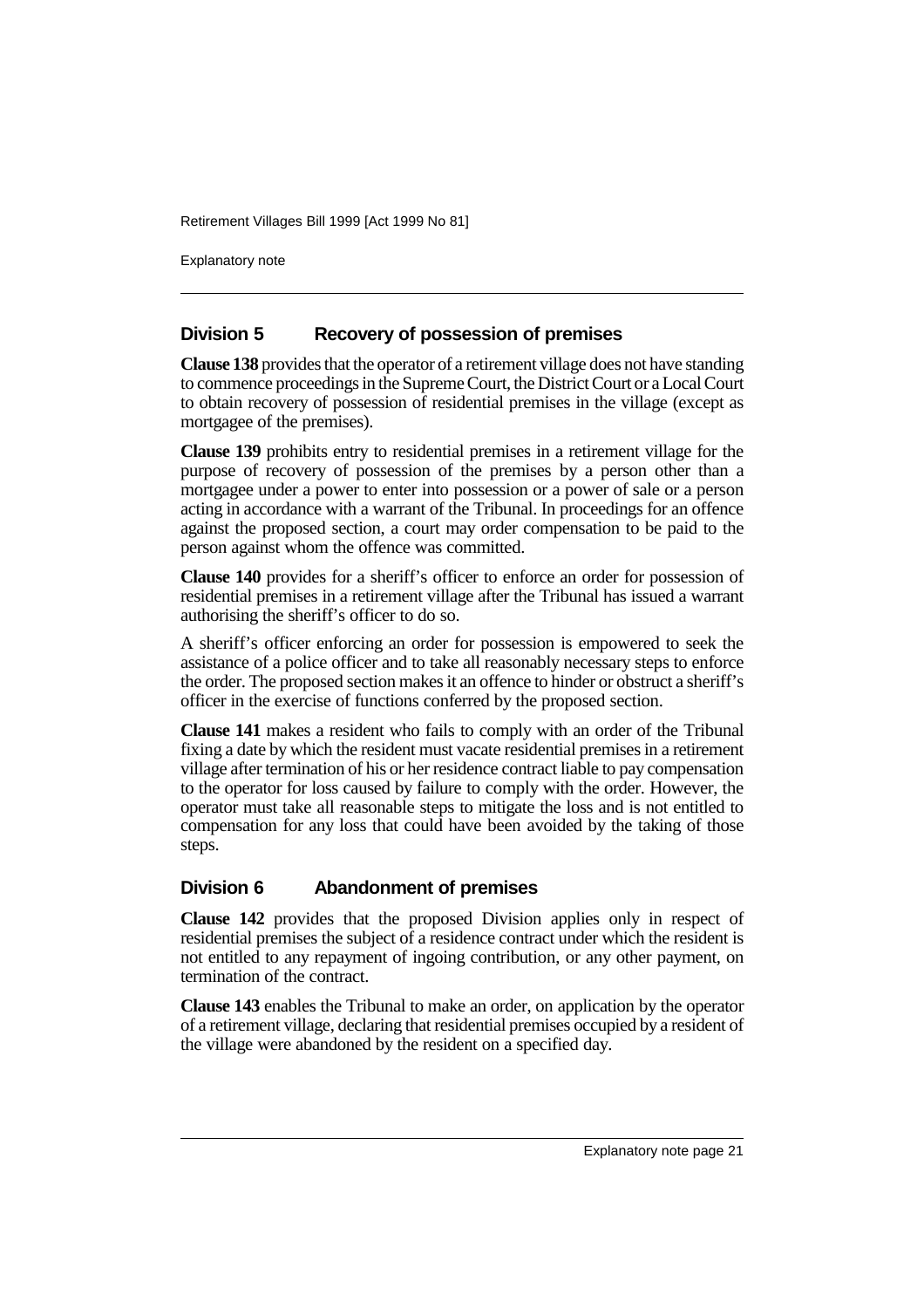## Division 5 Recovery of possession of premises

**Clause 138** provides that the operator of a retirement village does not have standing to commence proceedings in the Supreme Court, the District Court or a Local Court to obtain recovery of possession of residential premises in the village (except as mortgagee of the premises).

**Clause 139** prohibits entry to residential premises in a retirement village for the purpose of recovery of possession of the premises by a person other than a mortgagee under a power to enter into possession or a power of sale or a person acting in accordance with a warrant of the Tribunal. In proceedings for an offence against the proposed section, a court may order compensation to be paid to the person against whom the offence was committed.

**Clause 140** provides for a sheriff's officer to enforce an order for possession of residential premises in a retirement village after the Tribunal has issued a warrant authorising the sheriff's officer to do so.

A sheriff's officer enforcing an order for possession is empowered to seek the assistance of a police officer and to take all reasonably necessary steps to enforce the order. The proposed section makes it an offence to hinder or obstruct a sheriff's officer in the exercise of functions conferred by the proposed section.

**Clause 141** makes a resident who fails to comply with an order of the Tribunal fixing a date by which the resident must vacate residential premises in a retirement village after termination of his or her residence contract liable to pay compensation to the operator for loss caused by failure to comply with the order. However, the operator must take all reasonable steps to mitigate the loss and is not entitled to compensation for any loss that could have been avoided by the taking of those steps.

## Division 6 Abandonment of premises

**Clause 142** provides that the proposed Division applies only in respect of residential premises the subject of a residence contract under which the resident is not entitled to any repayment of ingoing contribution, or any other payment, on termination of the contract.

**Clause 143** enables the Tribunal to make an order, on application by the operator of a retirement village, declaring that residential premises occupied by a resident of the village were abandoned by the resident on a specified day.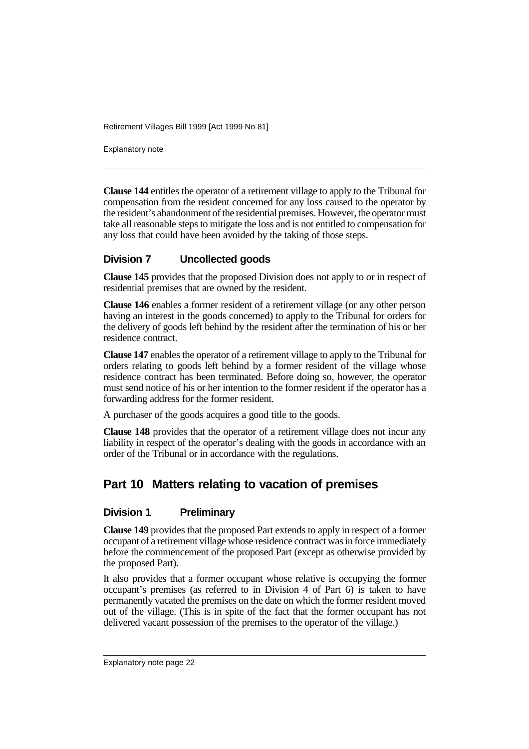**Clause 144** entitles the operator of a retirement village to apply to the Tribunal for compensation from the resident concerned for any loss caused to the operator by the resident's abandonment of the residential premises. However, the operator must take all reasonable steps to mitigate the loss and is not entitled to compensation for any loss that could have been avoided by the taking of those steps.

### Division 7 Uncollected goods

**Clause 145** provides that the proposed Division does not apply to or in respect of residential premises that are owned by the resident.

**Clause 146** enables a former resident of a retirement village (or any other person having an interest in the goods concerned) to apply to the Tribunal for orders for the delivery of goods left behind by the resident after the termination of his or her residence contract.

**Clause 147** enables the operator of a retirement village to apply to the Tribunal for orders relating to goods left behind by a former resident of the village whose residence contract has been terminated. Before doing so, however, the operator must send notice of his or her intention to the former resident if the operator has a forwarding address for the former resident.

A purchaser of the goods acquires a good title to the goods.

**Clause 148** provides that the operator of a retirement village does not incur any liability in respect of the operator's dealing with the goods in accordance with an order of the Tribunal or in accordance with the regulations.

## Part 10 Matters relating to vacation of premises

### Division 1 Preliminary

**Clause 149** provides that the proposed Part extends to apply in respect of a former occupant of a retirement village whose residence contract was in force immediately before the commencement of the proposed Part (except as otherwise provided by the proposed Part).

It also provides that a former occupant whose relative is occupying the former occupant's premises (as referred to in Division 4 of Part 6) is taken to have permanently vacated the premises on the date on which the former resident moved out of the village. (This is in spite of the fact that the former occupant has not delivered vacant possession of the premises to the operator of the village.)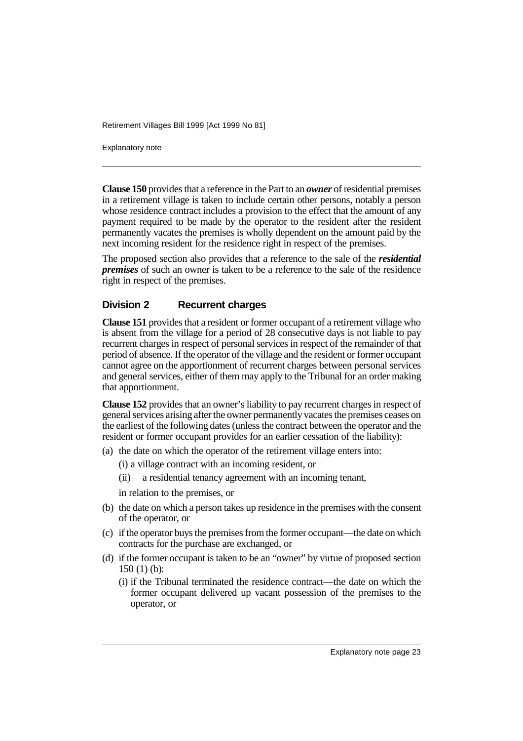**Clause 150** provides that a reference in the Part to an ***owner*** of residential premises in a retirement village is taken to include certain other persons, notably a person whose residence contract includes a provision to the effect that the amount of any payment required to be made by the operator to the resident after the resident permanently vacates the premises is wholly dependent on the amount paid by the next incoming resident for the residence right in respect of the premises.

The proposed section also provides that a reference to the sale of the ***residential premises*** of such an owner is taken to be a reference to the sale of the residence right in respect of the premises.

## Division 2 Recurrent charges

**Clause 151** provides that a resident or former occupant of a retirement village who is absent from the village for a period of 28 consecutive days is not liable to pay recurrent charges in respect of personal services in respect of the remainder of that period of absence. If the operator of the village and the resident or former occupant cannot agree on the apportionment of recurrent charges between personal services and general services, either of them may apply to the Tribunal for an order making that apportionment.

**Clause 152** provides that an owner's liability to pay recurrent charges in respect of general services arising after the owner permanently vacates the premises ceases on the earliest of the following dates (unless the contract between the operator and the resident or former occupant provides for an earlier cessation of the liability):

(a) the date on which the operator of the retirement village enters into:

  (i) a village contract with an incoming resident, or

  (ii) a residential tenancy agreement with an incoming tenant,

  in relation to the premises, or

(b) the date on which a person takes up residence in the premises with the consent of the operator, or

(c) if the operator buys the premises from the former occupant—the date on which contracts for the purchase are exchanged, or

(d) if the former occupant is taken to be an "owner" by virtue of proposed section 150 (1) (b):

  (i) if the Tribunal terminated the residence contract—the date on which the former occupant delivered up vacant possession of the premises to the operator, or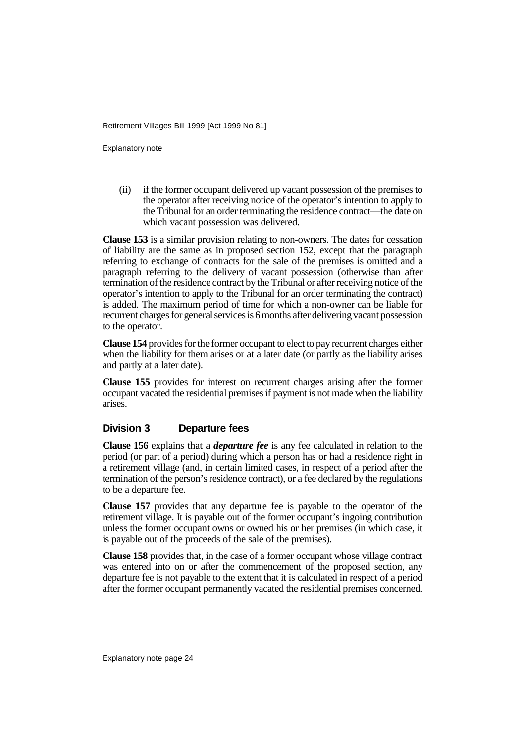(ii) if the former occupant delivered up vacant possession of the premises to the operator after receiving notice of the operator's intention to apply to the Tribunal for an order terminating the residence contract—the date on which vacant possession was delivered.

**Clause 153** is a similar provision relating to non-owners. The dates for cessation of liability are the same as in proposed section 152, except that the paragraph referring to exchange of contracts for the sale of the premises is omitted and a paragraph referring to the delivery of vacant possession (otherwise than after termination of the residence contract by the Tribunal or after receiving notice of the operator's intention to apply to the Tribunal for an order terminating the contract) is added. The maximum period of time for which a non-owner can be liable for recurrent charges for general services is 6 months after delivering vacant possession to the operator.

**Clause 154** provides for the former occupant to elect to pay recurrent charges either when the liability for them arises or at a later date (or partly as the liability arises and partly at a later date).

**Clause 155** provides for interest on recurrent charges arising after the former occupant vacated the residential premises if payment is not made when the liability arises.

### Division 3 Departure fees

**Clause 156** explains that a ***departure fee*** is any fee calculated in relation to the period (or part of a period) during which a person has or had a residence right in a retirement village (and, in certain limited cases, in respect of a period after the termination of the person's residence contract), or a fee declared by the regulations to be a departure fee.

**Clause 157** provides that any departure fee is payable to the operator of the retirement village. It is payable out of the former occupant's ingoing contribution unless the former occupant owns or owned his or her premises (in which case, it is payable out of the proceeds of the sale of the premises).

**Clause 158** provides that, in the case of a former occupant whose village contract was entered into on or after the commencement of the proposed section, any departure fee is not payable to the extent that it is calculated in respect of a period after the former occupant permanently vacated the residential premises concerned.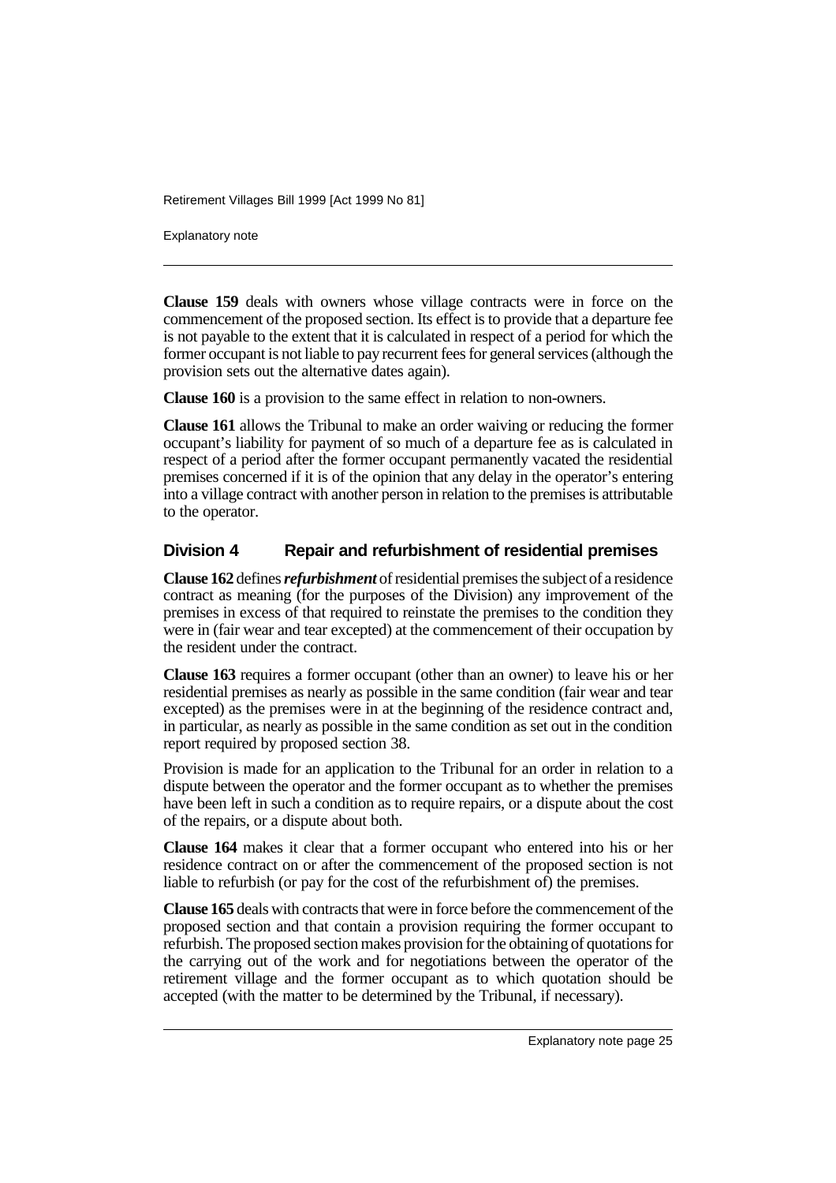**Clause 159** deals with owners whose village contracts were in force on the commencement of the proposed section. Its effect is to provide that a departure fee is not payable to the extent that it is calculated in respect of a period for which the former occupant is not liable to pay recurrent fees for general services (although the provision sets out the alternative dates again).

**Clause 160** is a provision to the same effect in relation to non-owners.

**Clause 161** allows the Tribunal to make an order waiving or reducing the former occupant's liability for payment of so much of a departure fee as is calculated in respect of a period after the former occupant permanently vacated the residential premises concerned if it is of the opinion that any delay in the operator's entering into a village contract with another person in relation to the premises is attributable to the operator.

## Division 4 Repair and refurbishment of residential premises

**Clause 162** defines ***refurbishment*** of residential premises the subject of a residence contract as meaning (for the purposes of the Division) any improvement of the premises in excess of that required to reinstate the premises to the condition they were in (fair wear and tear excepted) at the commencement of their occupation by the resident under the contract.

**Clause 163** requires a former occupant (other than an owner) to leave his or her residential premises as nearly as possible in the same condition (fair wear and tear excepted) as the premises were in at the beginning of the residence contract and, in particular, as nearly as possible in the same condition as set out in the condition report required by proposed section 38.

Provision is made for an application to the Tribunal for an order in relation to a dispute between the operator and the former occupant as to whether the premises have been left in such a condition as to require repairs, or a dispute about the cost of the repairs, or a dispute about both.

**Clause 164** makes it clear that a former occupant who entered into his or her residence contract on or after the commencement of the proposed section is not liable to refurbish (or pay for the cost of the refurbishment of) the premises.

**Clause 165** deals with contracts that were in force before the commencement of the proposed section and that contain a provision requiring the former occupant to refurbish. The proposed section makes provision for the obtaining of quotations for the carrying out of the work and for negotiations between the operator of the retirement village and the former occupant as to which quotation should be accepted (with the matter to be determined by the Tribunal, if necessary).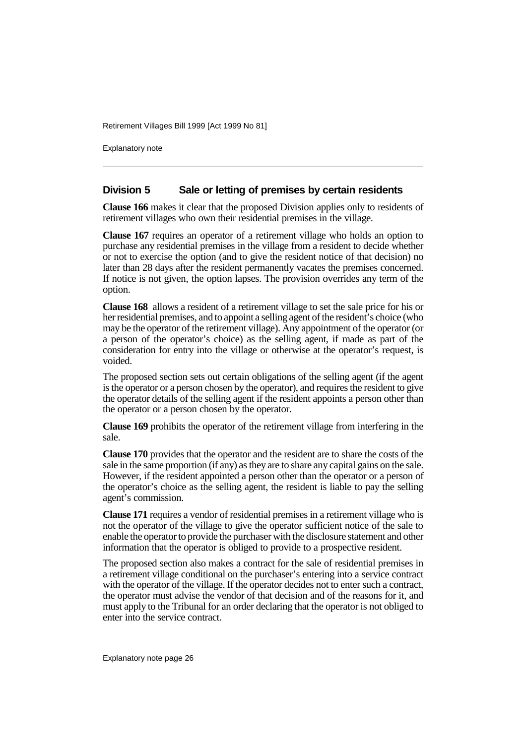## Division 5 Sale or letting of premises by certain residents

**Clause 166** makes it clear that the proposed Division applies only to residents of retirement villages who own their residential premises in the village.

**Clause 167** requires an operator of a retirement village who holds an option to purchase any residential premises in the village from a resident to decide whether or not to exercise the option (and to give the resident notice of that decision) no later than 28 days after the resident permanently vacates the premises concerned. If notice is not given, the option lapses. The provision overrides any term of the option.

**Clause 168** allows a resident of a retirement village to set the sale price for his or her residential premises, and to appoint a selling agent of the resident's choice (who may be the operator of the retirement village). Any appointment of the operator (or a person of the operator's choice) as the selling agent, if made as part of the consideration for entry into the village or otherwise at the operator's request, is voided.

The proposed section sets out certain obligations of the selling agent (if the agent is the operator or a person chosen by the operator), and requires the resident to give the operator details of the selling agent if the resident appoints a person other than the operator or a person chosen by the operator.

**Clause 169** prohibits the operator of the retirement village from interfering in the sale.

**Clause 170** provides that the operator and the resident are to share the costs of the sale in the same proportion (if any) as they are to share any capital gains on the sale. However, if the resident appointed a person other than the operator or a person of the operator's choice as the selling agent, the resident is liable to pay the selling agent's commission.

**Clause 171** requires a vendor of residential premises in a retirement village who is not the operator of the village to give the operator sufficient notice of the sale to enable the operator to provide the purchaser with the disclosure statement and other information that the operator is obliged to provide to a prospective resident.

The proposed section also makes a contract for the sale of residential premises in a retirement village conditional on the purchaser's entering into a service contract with the operator of the village. If the operator decides not to enter such a contract, the operator must advise the vendor of that decision and of the reasons for it, and must apply to the Tribunal for an order declaring that the operator is not obliged to enter into the service contract.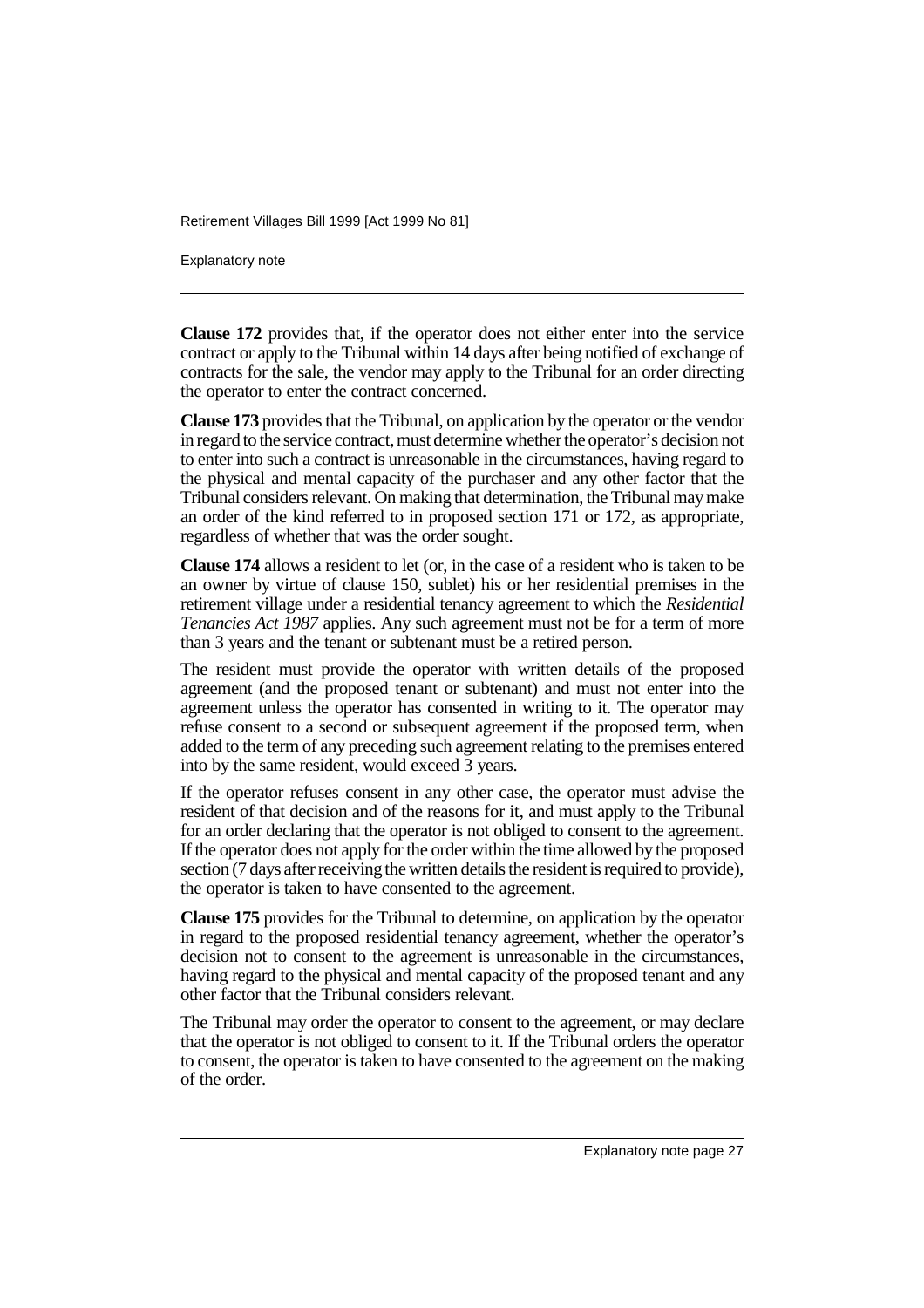**Clause 172** provides that, if the operator does not either enter into the service contract or apply to the Tribunal within 14 days after being notified of exchange of contracts for the sale, the vendor may apply to the Tribunal for an order directing the operator to enter the contract concerned.

**Clause 173** provides that the Tribunal, on application by the operator or the vendor in regard to the service contract, must determine whether the operator's decision not to enter into such a contract is unreasonable in the circumstances, having regard to the physical and mental capacity of the purchaser and any other factor that the Tribunal considers relevant. On making that determination, the Tribunal may make an order of the kind referred to in proposed section 171 or 172, as appropriate, regardless of whether that was the order sought.

**Clause 174** allows a resident to let (or, in the case of a resident who is taken to be an owner by virtue of clause 150, sublet) his or her residential premises in the retirement village under a residential tenancy agreement to which the *Residential Tenancies Act 1987* applies. Any such agreement must not be for a term of more than 3 years and the tenant or subtenant must be a retired person.

The resident must provide the operator with written details of the proposed agreement (and the proposed tenant or subtenant) and must not enter into the agreement unless the operator has consented in writing to it. The operator may refuse consent to a second or subsequent agreement if the proposed term, when added to the term of any preceding such agreement relating to the premises entered into by the same resident, would exceed 3 years.

If the operator refuses consent in any other case, the operator must advise the resident of that decision and of the reasons for it, and must apply to the Tribunal for an order declaring that the operator is not obliged to consent to the agreement. If the operator does not apply for the order within the time allowed by the proposed section (7 days after receiving the written details the resident is required to provide), the operator is taken to have consented to the agreement.

**Clause 175** provides for the Tribunal to determine, on application by the operator in regard to the proposed residential tenancy agreement, whether the operator's decision not to consent to the agreement is unreasonable in the circumstances, having regard to the physical and mental capacity of the proposed tenant and any other factor that the Tribunal considers relevant.

The Tribunal may order the operator to consent to the agreement, or may declare that the operator is not obliged to consent to it. If the Tribunal orders the operator to consent, the operator is taken to have consented to the agreement on the making of the order.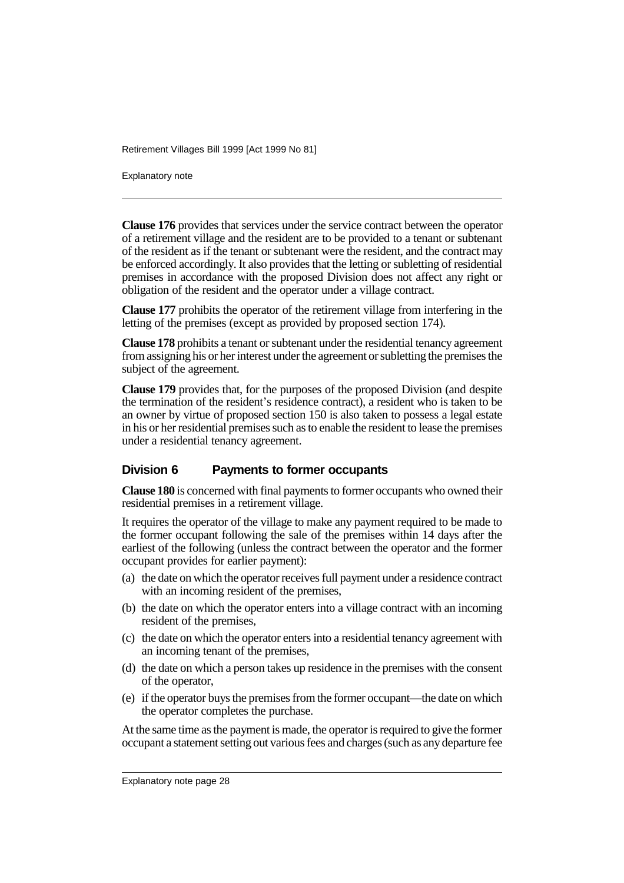**Clause 176** provides that services under the service contract between the operator of a retirement village and the resident are to be provided to a tenant or subtenant of the resident as if the tenant or subtenant were the resident, and the contract may be enforced accordingly. It also provides that the letting or subletting of residential premises in accordance with the proposed Division does not affect any right or obligation of the resident and the operator under a village contract.

**Clause 177** prohibits the operator of the retirement village from interfering in the letting of the premises (except as provided by proposed section 174).

**Clause 178** prohibits a tenant or subtenant under the residential tenancy agreement from assigning his or her interest under the agreement or subletting the premises the subject of the agreement.

**Clause 179** provides that, for the purposes of the proposed Division (and despite the termination of the resident's residence contract), a resident who is taken to be an owner by virtue of proposed section 150 is also taken to possess a legal estate in his or her residential premises such as to enable the resident to lease the premises under a residential tenancy agreement.

## Division 6 Payments to former occupants

**Clause 180** is concerned with final payments to former occupants who owned their residential premises in a retirement village.

It requires the operator of the village to make any payment required to be made to the former occupant following the sale of the premises within 14 days after the earliest of the following (unless the contract between the operator and the former occupant provides for earlier payment):

(a) the date on which the operator receives full payment under a residence contract with an incoming resident of the premises,

(b) the date on which the operator enters into a village contract with an incoming resident of the premises,

(c) the date on which the operator enters into a residential tenancy agreement with an incoming tenant of the premises,

(d) the date on which a person takes up residence in the premises with the consent of the operator,

(e) if the operator buys the premises from the former occupant—the date on which the operator completes the purchase.

At the same time as the payment is made, the operator is required to give the former occupant a statement setting out various fees and charges (such as any departure fee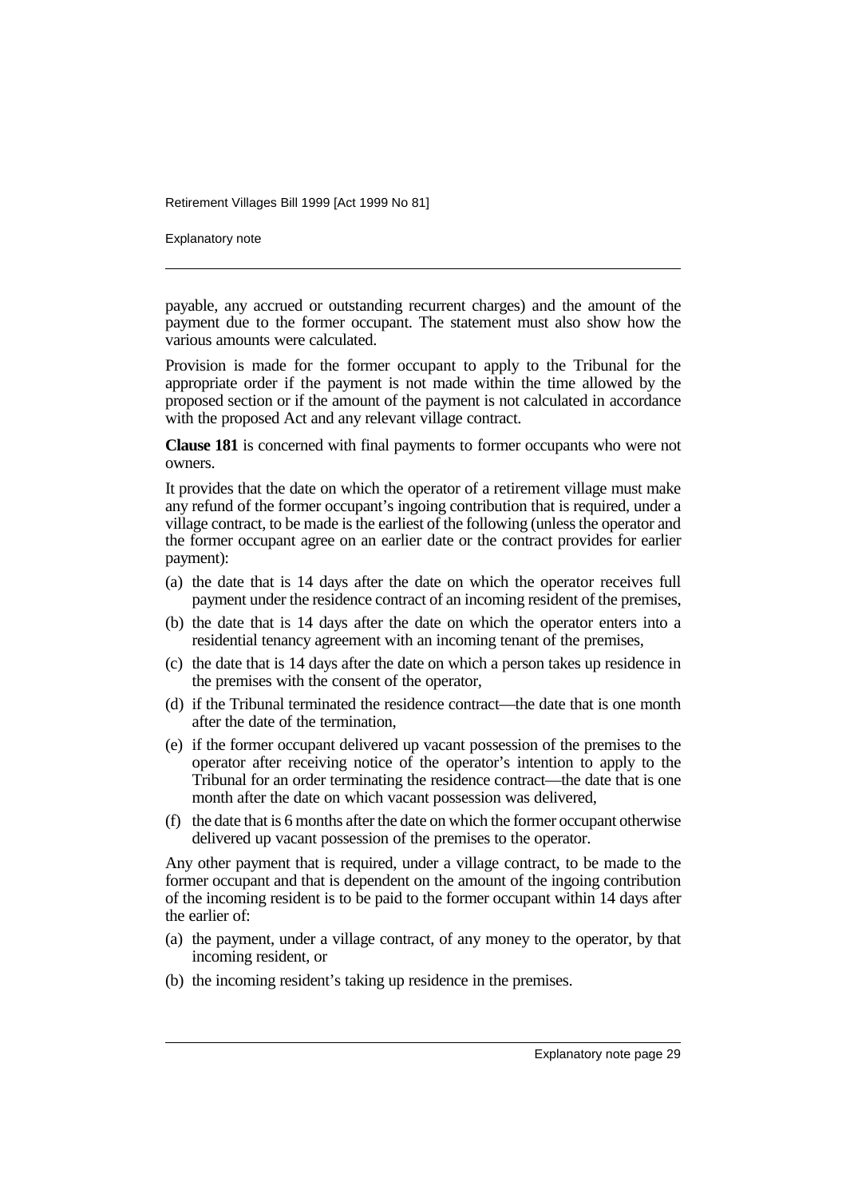payable, any accrued or outstanding recurrent charges) and the amount of the payment due to the former occupant. The statement must also show how the various amounts were calculated.

Provision is made for the former occupant to apply to the Tribunal for the appropriate order if the payment is not made within the time allowed by the proposed section or if the amount of the payment is not calculated in accordance with the proposed Act and any relevant village contract.

**Clause 181** is concerned with final payments to former occupants who were not owners.

It provides that the date on which the operator of a retirement village must make any refund of the former occupant's ingoing contribution that is required, under a village contract, to be made is the earliest of the following (unless the operator and the former occupant agree on an earlier date or the contract provides for earlier payment):

(a) the date that is 14 days after the date on which the operator receives full payment under the residence contract of an incoming resident of the premises,

(b) the date that is 14 days after the date on which the operator enters into a residential tenancy agreement with an incoming tenant of the premises,

(c) the date that is 14 days after the date on which a person takes up residence in the premises with the consent of the operator,

(d) if the Tribunal terminated the residence contract—the date that is one month after the date of the termination,

(e) if the former occupant delivered up vacant possession of the premises to the operator after receiving notice of the operator's intention to apply to the Tribunal for an order terminating the residence contract—the date that is one month after the date on which vacant possession was delivered,

(f) the date that is 6 months after the date on which the former occupant otherwise delivered up vacant possession of the premises to the operator.

Any other payment that is required, under a village contract, to be made to the former occupant and that is dependent on the amount of the ingoing contribution of the incoming resident is to be paid to the former occupant within 14 days after the earlier of:

(a) the payment, under a village contract, of any money to the operator, by that incoming resident, or

(b) the incoming resident's taking up residence in the premises.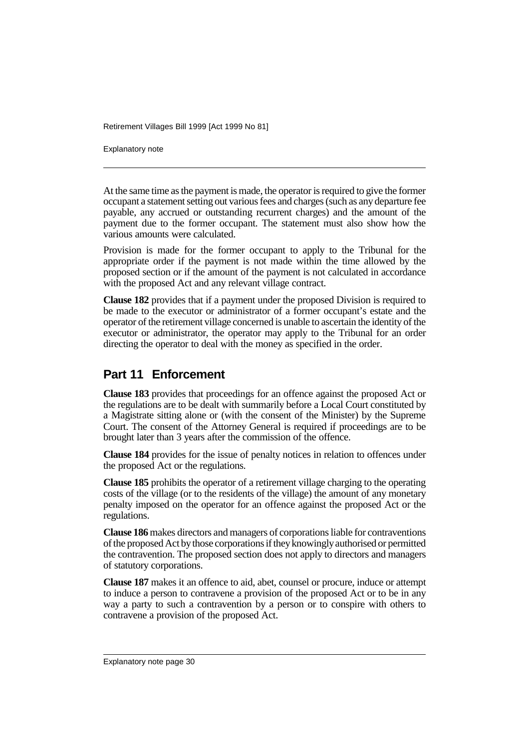At the same time as the payment is made, the operator is required to give the former occupant a statement setting out various fees and charges (such as any departure fee payable, any accrued or outstanding recurrent charges) and the amount of the payment due to the former occupant. The statement must also show how the various amounts were calculated.

Provision is made for the former occupant to apply to the Tribunal for the appropriate order if the payment is not made within the time allowed by the proposed section or if the amount of the payment is not calculated in accordance with the proposed Act and any relevant village contract.

**Clause 182** provides that if a payment under the proposed Division is required to be made to the executor or administrator of a former occupant's estate and the operator of the retirement village concerned is unable to ascertain the identity of the executor or administrator, the operator may apply to the Tribunal for an order directing the operator to deal with the money as specified in the order.

## Part 11 Enforcement

**Clause 183** provides that proceedings for an offence against the proposed Act or the regulations are to be dealt with summarily before a Local Court constituted by a Magistrate sitting alone or (with the consent of the Minister) by the Supreme Court. The consent of the Attorney General is required if proceedings are to be brought later than 3 years after the commission of the offence.

**Clause 184** provides for the issue of penalty notices in relation to offences under the proposed Act or the regulations.

**Clause 185** prohibits the operator of a retirement village charging to the operating costs of the village (or to the residents of the village) the amount of any monetary penalty imposed on the operator for an offence against the proposed Act or the regulations.

**Clause 186** makes directors and managers of corporations liable for contraventions of the proposed Act by those corporations if they knowingly authorised or permitted the contravention. The proposed section does not apply to directors and managers of statutory corporations.

**Clause 187** makes it an offence to aid, abet, counsel or procure, induce or attempt to induce a person to contravene a provision of the proposed Act or to be in any way a party to such a contravention by a person or to conspire with others to contravene a provision of the proposed Act.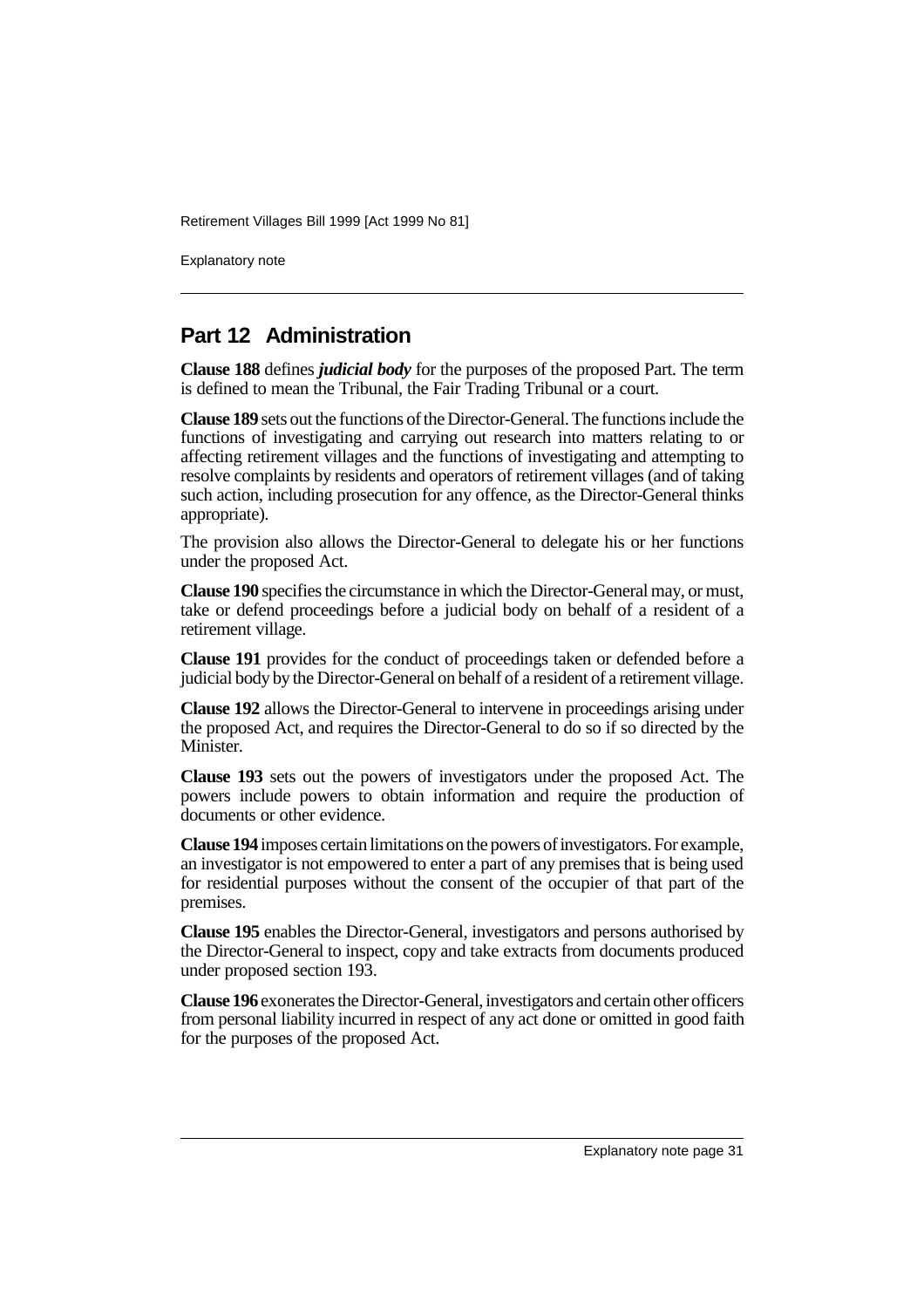## Part 12 Administration

**Clause 188** defines ***judicial body*** for the purposes of the proposed Part. The term is defined to mean the Tribunal, the Fair Trading Tribunal or a court.

**Clause 189** sets out the functions of the Director-General. The functions include the functions of investigating and carrying out research into matters relating to or affecting retirement villages and the functions of investigating and attempting to resolve complaints by residents and operators of retirement villages (and of taking such action, including prosecution for any offence, as the Director-General thinks appropriate).

The provision also allows the Director-General to delegate his or her functions under the proposed Act.

**Clause 190** specifies the circumstance in which the Director-General may, or must, take or defend proceedings before a judicial body on behalf of a resident of a retirement village.

**Clause 191** provides for the conduct of proceedings taken or defended before a judicial body by the Director-General on behalf of a resident of a retirement village.

**Clause 192** allows the Director-General to intervene in proceedings arising under the proposed Act, and requires the Director-General to do so if so directed by the Minister.

**Clause 193** sets out the powers of investigators under the proposed Act. The powers include powers to obtain information and require the production of documents or other evidence.

**Clause 194** imposes certain limitations on the powers of investigators. For example, an investigator is not empowered to enter a part of any premises that is being used for residential purposes without the consent of the occupier of that part of the premises.

**Clause 195** enables the Director-General, investigators and persons authorised by the Director-General to inspect, copy and take extracts from documents produced under proposed section 193.

**Clause 196** exonerates the Director-General, investigators and certain other officers from personal liability incurred in respect of any act done or omitted in good faith for the purposes of the proposed Act.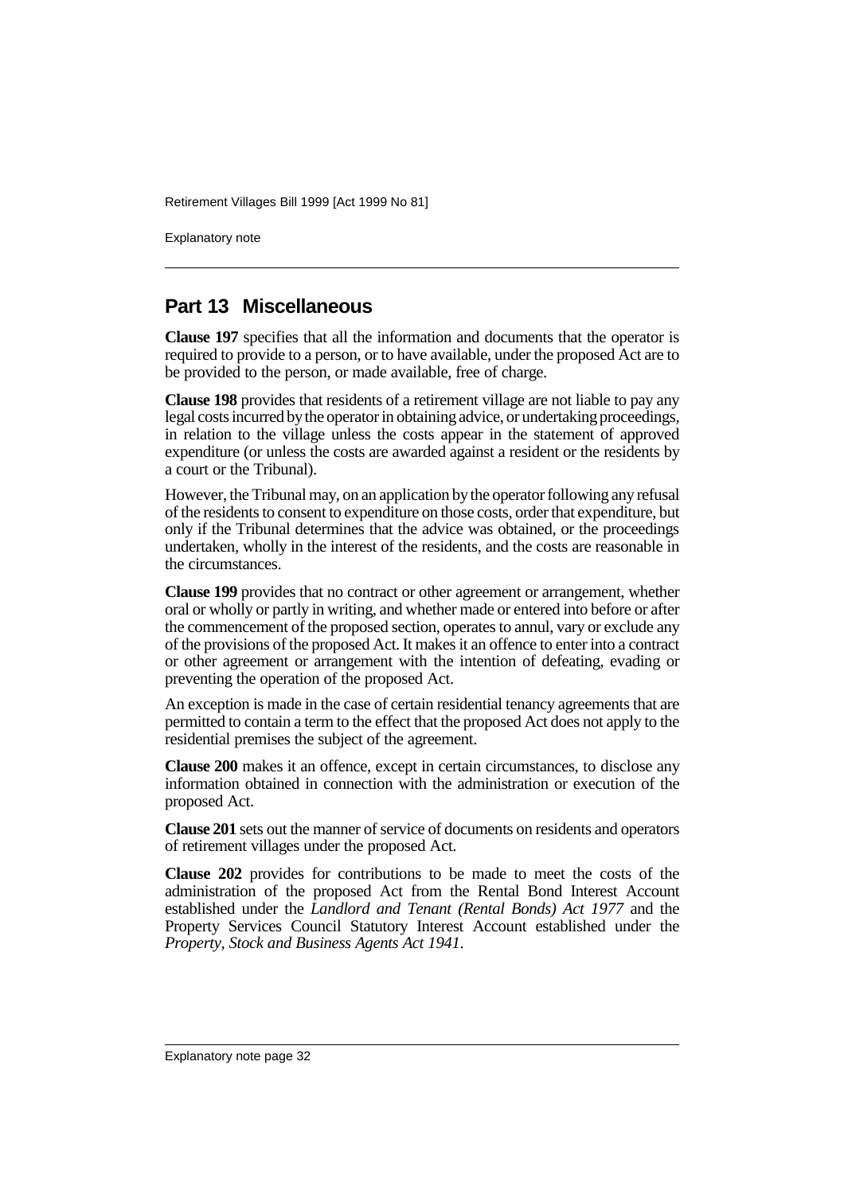## Part 13 Miscellaneous

**Clause 197** specifies that all the information and documents that the operator is required to provide to a person, or to have available, under the proposed Act are to be provided to the person, or made available, free of charge.

**Clause 198** provides that residents of a retirement village are not liable to pay any legal costs incurred by the operator in obtaining advice, or undertaking proceedings, in relation to the village unless the costs appear in the statement of approved expenditure (or unless the costs are awarded against a resident or the residents by a court or the Tribunal).

However, the Tribunal may, on an application by the operator following any refusal of the residents to consent to expenditure on those costs, order that expenditure, but only if the Tribunal determines that the advice was obtained, or the proceedings undertaken, wholly in the interest of the residents, and the costs are reasonable in the circumstances.

**Clause 199** provides that no contract or other agreement or arrangement, whether oral or wholly or partly in writing, and whether made or entered into before or after the commencement of the proposed section, operates to annul, vary or exclude any of the provisions of the proposed Act. It makes it an offence to enter into a contract or other agreement or arrangement with the intention of defeating, evading or preventing the operation of the proposed Act.

An exception is made in the case of certain residential tenancy agreements that are permitted to contain a term to the effect that the proposed Act does not apply to the residential premises the subject of the agreement.

**Clause 200** makes it an offence, except in certain circumstances, to disclose any information obtained in connection with the administration or execution of the proposed Act.

**Clause 201** sets out the manner of service of documents on residents and operators of retirement villages under the proposed Act.

**Clause 202** provides for contributions to be made to meet the costs of the administration of the proposed Act from the Rental Bond Interest Account established under the *Landlord and Tenant (Rental Bonds) Act 1977* and the Property Services Council Statutory Interest Account established under the *Property, Stock and Business Agents Act 1941*.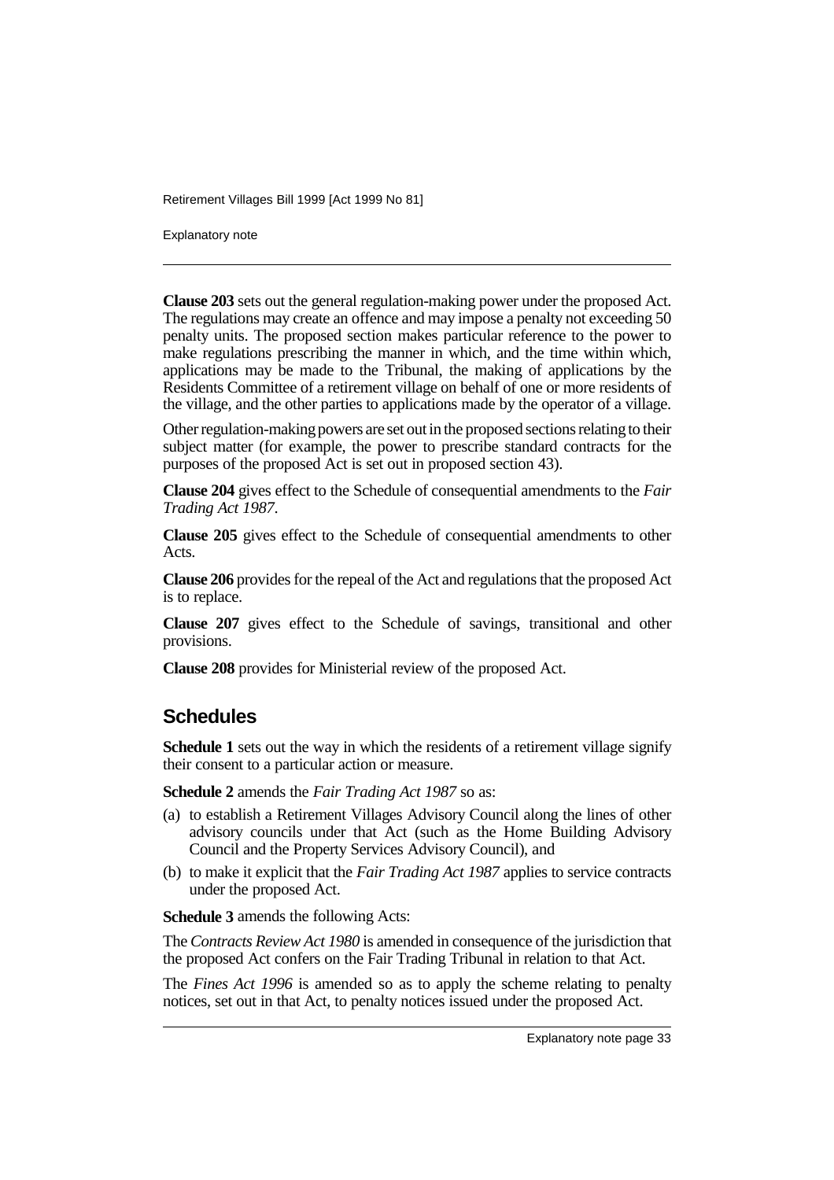**Clause 203** sets out the general regulation-making power under the proposed Act. The regulations may create an offence and may impose a penalty not exceeding 50 penalty units. The proposed section makes particular reference to the power to make regulations prescribing the manner in which, and the time within which, applications may be made to the Tribunal, the making of applications by the Residents Committee of a retirement village on behalf of one or more residents of the village, and the other parties to applications made by the operator of a village.

Other regulation-making powers are set out in the proposed sections relating to their subject matter (for example, the power to prescribe standard contracts for the purposes of the proposed Act is set out in proposed section 43).

**Clause 204** gives effect to the Schedule of consequential amendments to the *Fair Trading Act 1987*.

**Clause 205** gives effect to the Schedule of consequential amendments to other Acts.

**Clause 206** provides for the repeal of the Act and regulations that the proposed Act is to replace.

**Clause 207** gives effect to the Schedule of savings, transitional and other provisions.

**Clause 208** provides for Ministerial review of the proposed Act.

## Schedules

**Schedule 1** sets out the way in which the residents of a retirement village signify their consent to a particular action or measure.

**Schedule 2** amends the *Fair Trading Act 1987* so as:

(a) to establish a Retirement Villages Advisory Council along the lines of other advisory councils under that Act (such as the Home Building Advisory Council and the Property Services Advisory Council), and

(b) to make it explicit that the *Fair Trading Act 1987* applies to service contracts under the proposed Act.

**Schedule 3** amends the following Acts:

The *Contracts Review Act 1980* is amended in consequence of the jurisdiction that the proposed Act confers on the Fair Trading Tribunal in relation to that Act.

The *Fines Act 1996* is amended so as to apply the scheme relating to penalty notices, set out in that Act, to penalty notices issued under the proposed Act.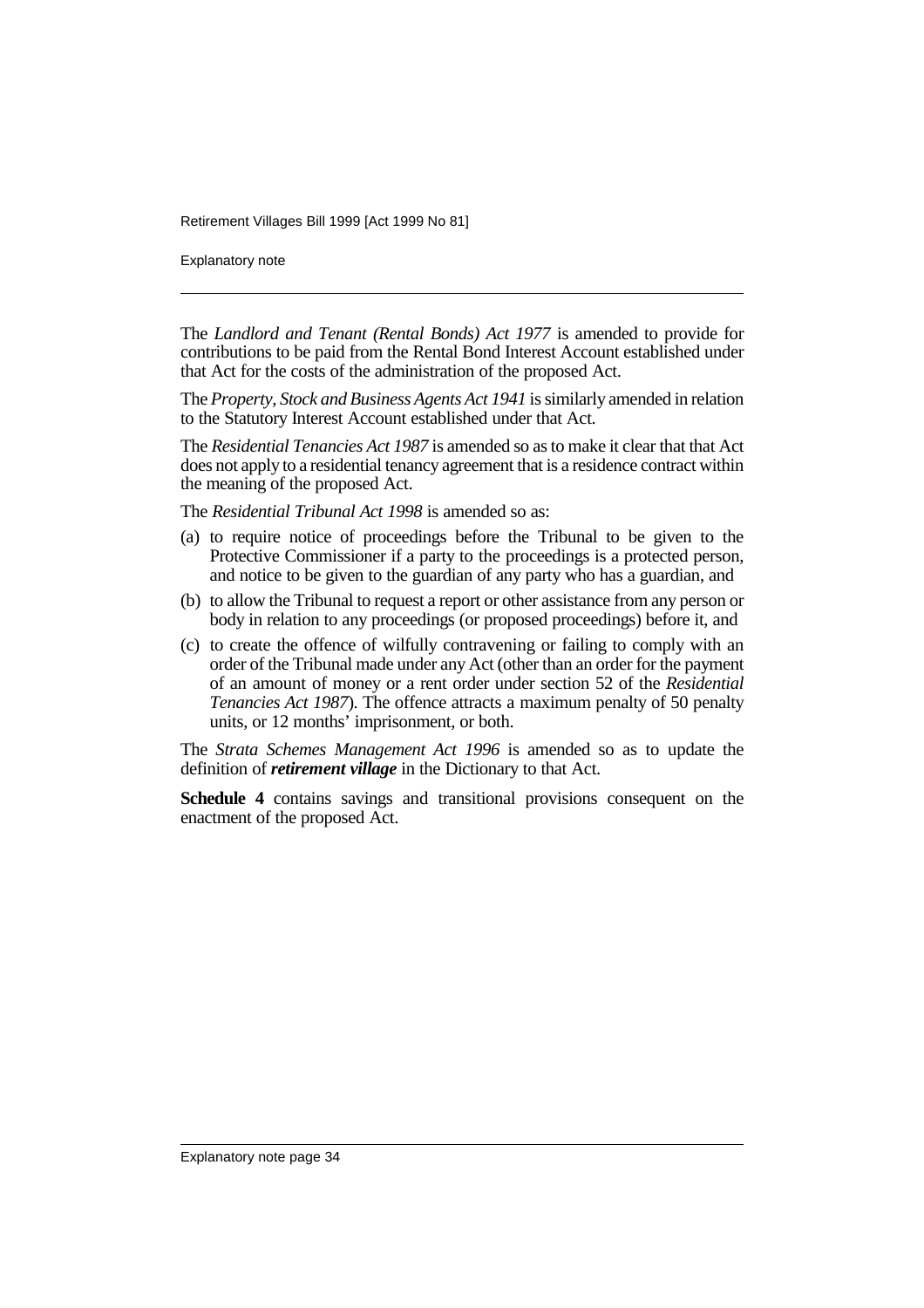The *Landlord and Tenant (Rental Bonds) Act 1977* is amended to provide for contributions to be paid from the Rental Bond Interest Account established under that Act for the costs of the administration of the proposed Act.

The *Property, Stock and Business Agents Act 1941* is similarly amended in relation to the Statutory Interest Account established under that Act.

The *Residential Tenancies Act 1987* is amended so as to make it clear that that Act does not apply to a residential tenancy agreement that is a residence contract within the meaning of the proposed Act.

The *Residential Tribunal Act 1998* is amended so as:

(a) to require notice of proceedings before the Tribunal to be given to the Protective Commissioner if a party to the proceedings is a protected person, and notice to be given to the guardian of any party who has a guardian, and

(b) to allow the Tribunal to request a report or other assistance from any person or body in relation to any proceedings (or proposed proceedings) before it, and

(c) to create the offence of wilfully contravening or failing to comply with an order of the Tribunal made under any Act (other than an order for the payment of an amount of money or a rent order under section 52 of the *Residential Tenancies Act 1987*). The offence attracts a maximum penalty of 50 penalty units, or 12 months' imprisonment, or both.

The *Strata Schemes Management Act 1996* is amended so as to update the definition of ***retirement village*** in the Dictionary to that Act.

**Schedule 4** contains savings and transitional provisions consequent on the enactment of the proposed Act.